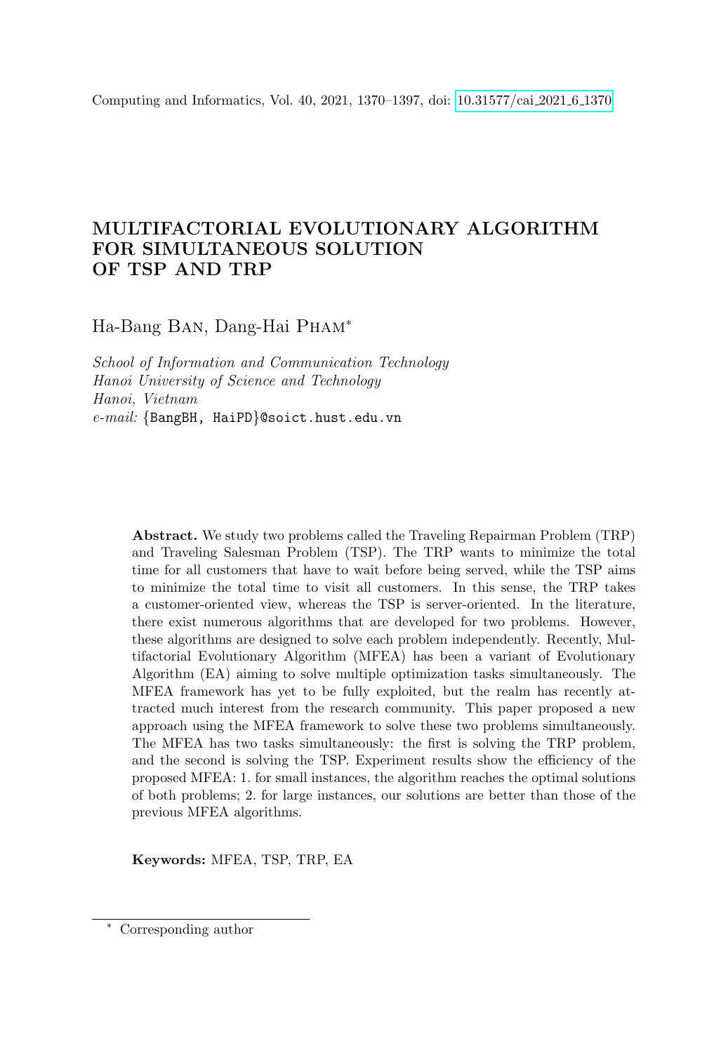Computing and Informatics, Vol. 40, 2021, 1370–1397, doi: 10.31577/cai_2021_6_1370

# MULTIFACTORIAL EVOLUTIONARY ALGORITHM FOR SIMULTANEOUS SOLUTION OF TSP AND TRP

Ha-Bang Ban, Dang-Hai Pham*

*School of Information and Communication Technology*
*Hanoi University of Science and Technology*
*Hanoi, Vietnam*
*e-mail:* {BangBH, HaiPD}@soict.hust.edu.vn

**Abstract.** We study two problems called the Traveling Repairman Problem (TRP) and Traveling Salesman Problem (TSP). The TRP wants to minimize the total time for all customers that have to wait before being served, while the TSP aims to minimize the total time to visit all customers. In this sense, the TRP takes a customer-oriented view, whereas the TSP is server-oriented. In the literature, there exist numerous algorithms that are developed for two problems. However, these algorithms are designed to solve each problem independently. Recently, Multifactorial Evolutionary Algorithm (MFEA) has been a variant of Evolutionary Algorithm (EA) aiming to solve multiple optimization tasks simultaneously. The MFEA framework has yet to be fully exploited, but the realm has recently attracted much interest from the research community. This paper proposed a new approach using the MFEA framework to solve these two problems simultaneously. The MFEA has two tasks simultaneously: the first is solving the TRP problem, and the second is solving the TSP. Experiment results show the efficiency of the proposed MFEA: 1. for small instances, the algorithm reaches the optimal solutions of both problems; 2. for large instances, our solutions are better than those of the previous MFEA algorithms.

**Keywords:** MFEA, TSP, TRP, EA

* Corresponding author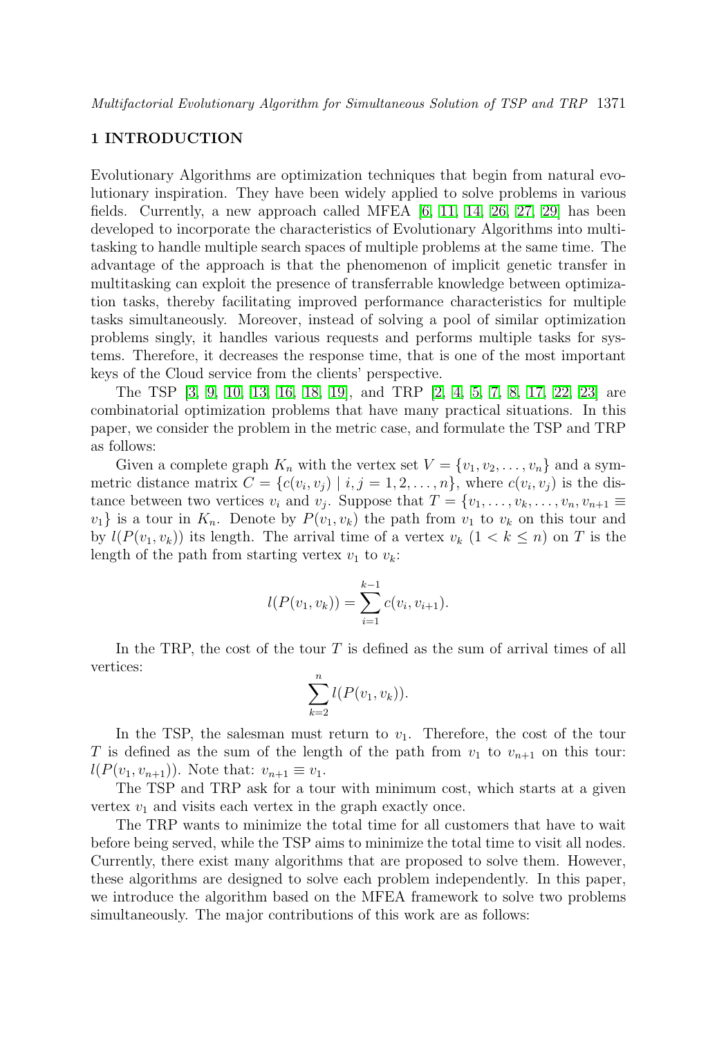## 1 INTRODUCTION

Evolutionary Algorithms are optimization techniques that begin from natural evolutionary inspiration. They have been widely applied to solve problems in various fields. Currently, a new approach called MFEA [6, 11, 14, 26, 27, 29] has been developed to incorporate the characteristics of Evolutionary Algorithms into multitasking to handle multiple search spaces of multiple problems at the same time. The advantage of the approach is that the phenomenon of implicit genetic transfer in multitasking can exploit the presence of transferrable knowledge between optimization tasks, thereby facilitating improved performance characteristics for multiple tasks simultaneously. Moreover, instead of solving a pool of similar optimization problems singly, it handles various requests and performs multiple tasks for systems. Therefore, it decreases the response time, that is one of the most important keys of the Cloud service from the clients' perspective.

The TSP [3, 9, 10, 13, 16, 18, 19], and TRP [2, 4, 5, 7, 8, 17, 22, 23] are combinatorial optimization problems that have many practical situations. In this paper, we consider the problem in the metric case, and formulate the TSP and TRP as follows:

Given a complete graph $K_n$ with the vertex set $V = \{v_1, v_2, \ldots, v_n\}$ and a symmetric distance matrix $C = \{c(v_i, v_j) \mid i, j = 1, 2, \ldots, n\}$, where $c(v_i, v_j)$ is the distance between two vertices $v_i$ and $v_j$. Suppose that $T = \{v_1, \ldots, v_k, \ldots, v_n, v_{n+1} \equiv v_1\}$ is a tour in $K_n$. Denote by $P(v_1, v_k)$ the path from $v_1$ to $v_k$ on this tour and by $l(P(v_1, v_k))$ its length. The arrival time of a vertex $v_k$ $(1 < k \leq n)$ on $T$ is the length of the path from starting vertex $v_1$ to $v_k$:

$$l(P(v_1, v_k)) = \sum_{i=1}^{k-1} c(v_i, v_{i+1}).$$

In the TRP, the cost of the tour $T$ is defined as the sum of arrival times of all vertices:

$$\sum_{k=2}^{n} l(P(v_1, v_k)).$$

In the TSP, the salesman must return to $v_1$. Therefore, the cost of the tour $T$ is defined as the sum of the length of the path from $v_1$ to $v_{n+1}$ on this tour: $l(P(v_1, v_{n+1}))$. Note that: $v_{n+1} \equiv v_1$.

The TSP and TRP ask for a tour with minimum cost, which starts at a given vertex $v_1$ and visits each vertex in the graph exactly once.

The TRP wants to minimize the total time for all customers that have to wait before being served, while the TSP aims to minimize the total time to visit all nodes. Currently, there exist many algorithms that are proposed to solve them. However, these algorithms are designed to solve each problem independently. In this paper, we introduce the algorithm based on the MFEA framework to solve two problems simultaneously. The major contributions of this work are as follows: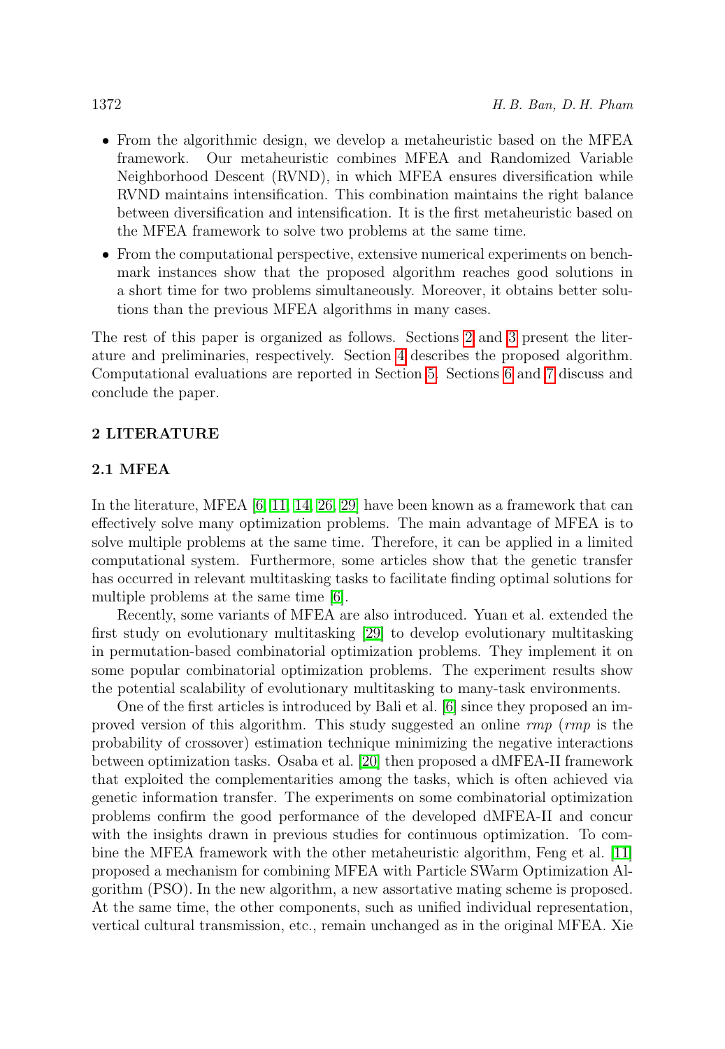- From the algorithmic design, we develop a metaheuristic based on the MFEA framework. Our metaheuristic combines MFEA and Randomized Variable Neighborhood Descent (RVND), in which MFEA ensures diversification while RVND maintains intensification. This combination maintains the right balance between diversification and intensification. It is the first metaheuristic based on the MFEA framework to solve two problems at the same time.
- From the computational perspective, extensive numerical experiments on benchmark instances show that the proposed algorithm reaches good solutions in a short time for two problems simultaneously. Moreover, it obtains better solutions than the previous MFEA algorithms in many cases.

The rest of this paper is organized as follows. Sections 2 and 3 present the literature and preliminaries, respectively. Section 4 describes the proposed algorithm. Computational evaluations are reported in Section 5. Sections 6 and 7 discuss and conclude the paper.

## 2 LITERATURE

### 2.1 MFEA

In the literature, MFEA [6, 11, 14, 26, 29] have been known as a framework that can effectively solve many optimization problems. The main advantage of MFEA is to solve multiple problems at the same time. Therefore, it can be applied in a limited computational system. Furthermore, some articles show that the genetic transfer has occurred in relevant multitasking tasks to facilitate finding optimal solutions for multiple problems at the same time [6].

Recently, some variants of MFEA are also introduced. Yuan et al. extended the first study on evolutionary multitasking [29] to develop evolutionary multitasking in permutation-based combinatorial optimization problems. They implement it on some popular combinatorial optimization problems. The experiment results show the potential scalability of evolutionary multitasking to many-task environments.

One of the first articles is introduced by Bali et al. [6] since they proposed an improved version of this algorithm. This study suggested an online *rmp* (*rmp* is the probability of crossover) estimation technique minimizing the negative interactions between optimization tasks. Osaba et al. [20] then proposed a dMFEA-II framework that exploited the complementarities among the tasks, which is often achieved via genetic information transfer. The experiments on some combinatorial optimization problems confirm the good performance of the developed dMFEA-II and concur with the insights drawn in previous studies for continuous optimization. To combine the MFEA framework with the other metaheuristic algorithm, Feng et al. [11] proposed a mechanism for combining MFEA with Particle SWarm Optimization Algorithm (PSO). In the new algorithm, a new assortative mating scheme is proposed. At the same time, the other components, such as unified individual representation, vertical cultural transmission, etc., remain unchanged as in the original MFEA. Xie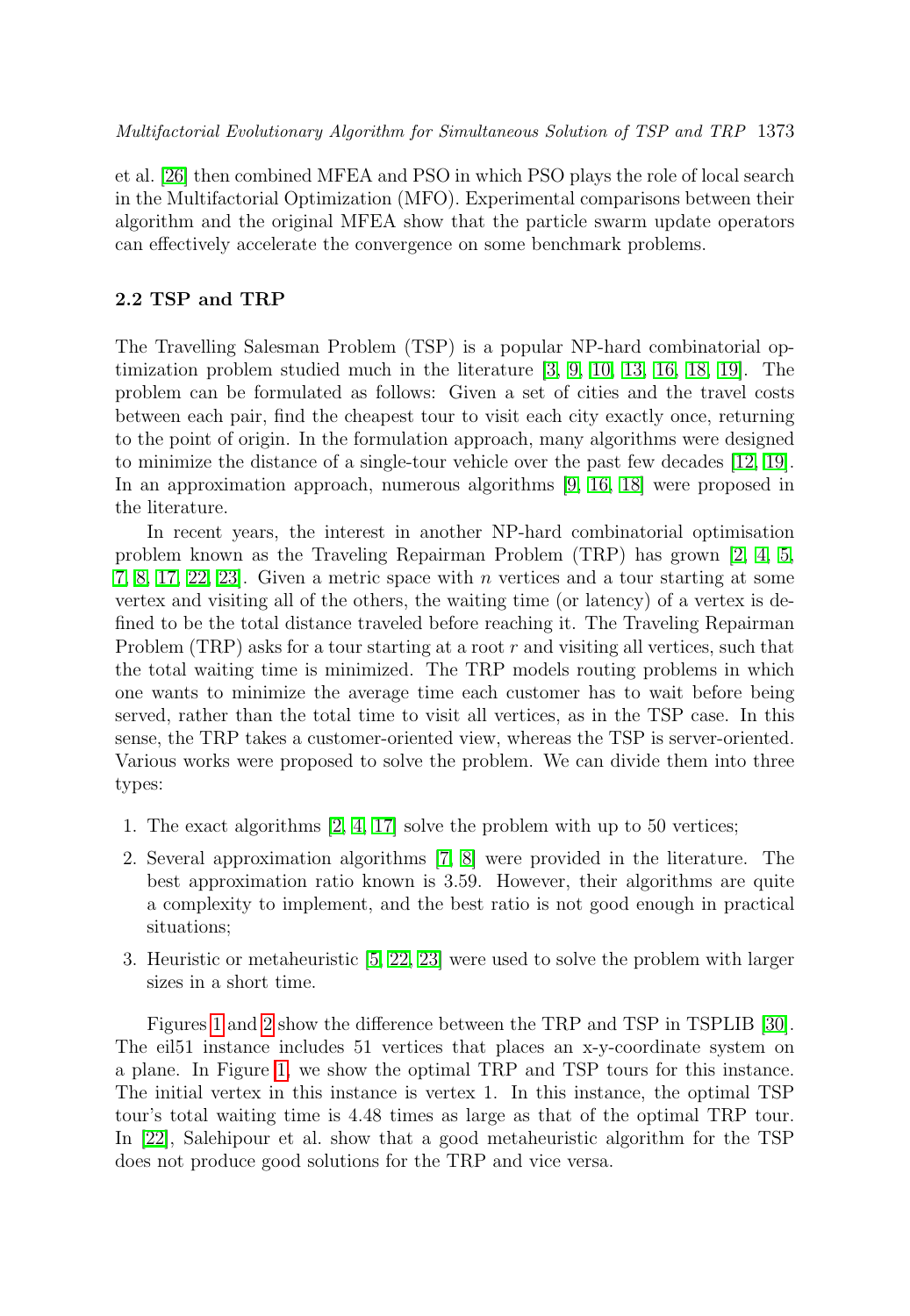et al. [26] then combined MFEA and PSO in which PSO plays the role of local search in the Multifactorial Optimization (MFO). Experimental comparisons between their algorithm and the original MFEA show that the particle swarm update operators can effectively accelerate the convergence on some benchmark problems.

### 2.2 TSP and TRP

The Travelling Salesman Problem (TSP) is a popular NP-hard combinatorial optimization problem studied much in the literature [3, 9, 10, 13, 16, 18, 19]. The problem can be formulated as follows: Given a set of cities and the travel costs between each pair, find the cheapest tour to visit each city exactly once, returning to the point of origin. In the formulation approach, many algorithms were designed to minimize the distance of a single-tour vehicle over the past few decades [12, 19]. In an approximation approach, numerous algorithms [9, 16, 18] were proposed in the literature.

In recent years, the interest in another NP-hard combinatorial optimisation problem known as the Traveling Repairman Problem (TRP) has grown [2, 4, 5, 7, 8, 17, 22, 23]. Given a metric space with $n$ vertices and a tour starting at some vertex and visiting all of the others, the waiting time (or latency) of a vertex is defined to be the total distance traveled before reaching it. The Traveling Repairman Problem (TRP) asks for a tour starting at a root $r$ and visiting all vertices, such that the total waiting time is minimized. The TRP models routing problems in which one wants to minimize the average time each customer has to wait before being served, rather than the total time to visit all vertices, as in the TSP case. In this sense, the TRP takes a customer-oriented view, whereas the TSP is server-oriented. Various works were proposed to solve the problem. We can divide them into three types:

1. The exact algorithms [2, 4, 17] solve the problem with up to 50 vertices;
2. Several approximation algorithms [7, 8] were provided in the literature. The best approximation ratio known is 3.59. However, their algorithms are quite a complexity to implement, and the best ratio is not good enough in practical situations;
3. Heuristic or metaheuristic [5, 22, 23] were used to solve the problem with larger sizes in a short time.

Figures 1 and 2 show the difference between the TRP and TSP in TSPLIB [30]. The eil51 instance includes 51 vertices that places an x-y-coordinate system on a plane. In Figure 1, we show the optimal TRP and TSP tours for this instance. The initial vertex in this instance is vertex 1. In this instance, the optimal TSP tour's total waiting time is 4.48 times as large as that of the optimal TRP tour. In [22], Salehipour et al. show that a good metaheuristic algorithm for the TSP does not produce good solutions for the TRP and vice versa.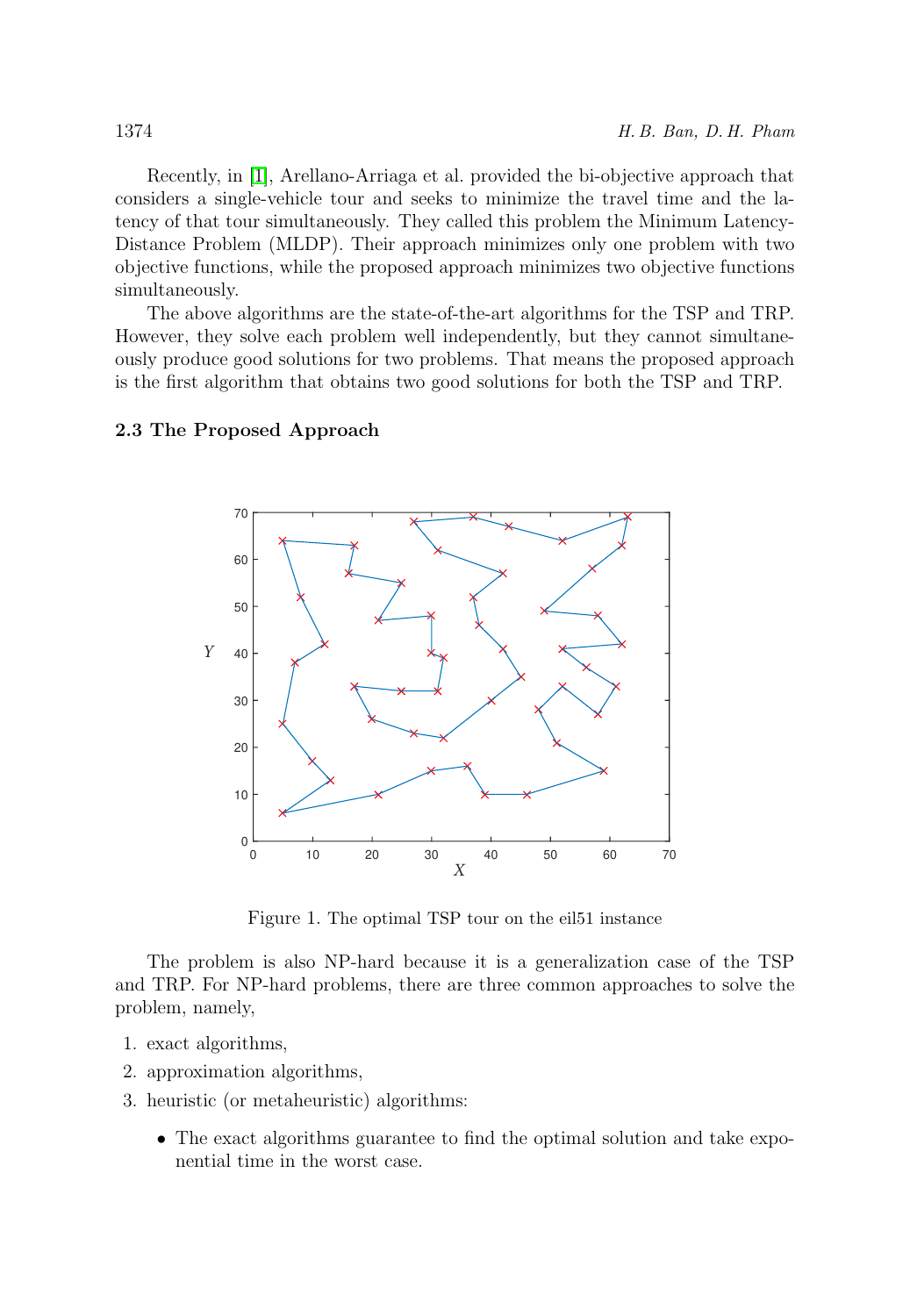Recently, in [1], Arellano-Arriaga et al. provided the bi-objective approach that considers a single-vehicle tour and seeks to minimize the travel time and the latency of that tour simultaneously. They called this problem the Minimum Latency-Distance Problem (MLDP). Their approach minimizes only one problem with two objective functions, while the proposed approach minimizes two objective functions simultaneously.

The above algorithms are the state-of-the-art algorithms for the TSP and TRP. However, they solve each problem well independently, but they cannot simultaneously produce good solutions for two problems. That means the proposed approach is the first algorithm that obtains two good solutions for both the TSP and TRP.

### 2.3 The Proposed Approach

Figure 1. The optimal TSP tour on the eil51 instance

The problem is also NP-hard because it is a generalization case of the TSP and TRP. For NP-hard problems, there are three common approaches to solve the problem, namely,

1. exact algorithms,
2. approximation algorithms,
3. heuristic (or metaheuristic) algorithms:

   - The exact algorithms guarantee to find the optimal solution and take exponential time in the worst case.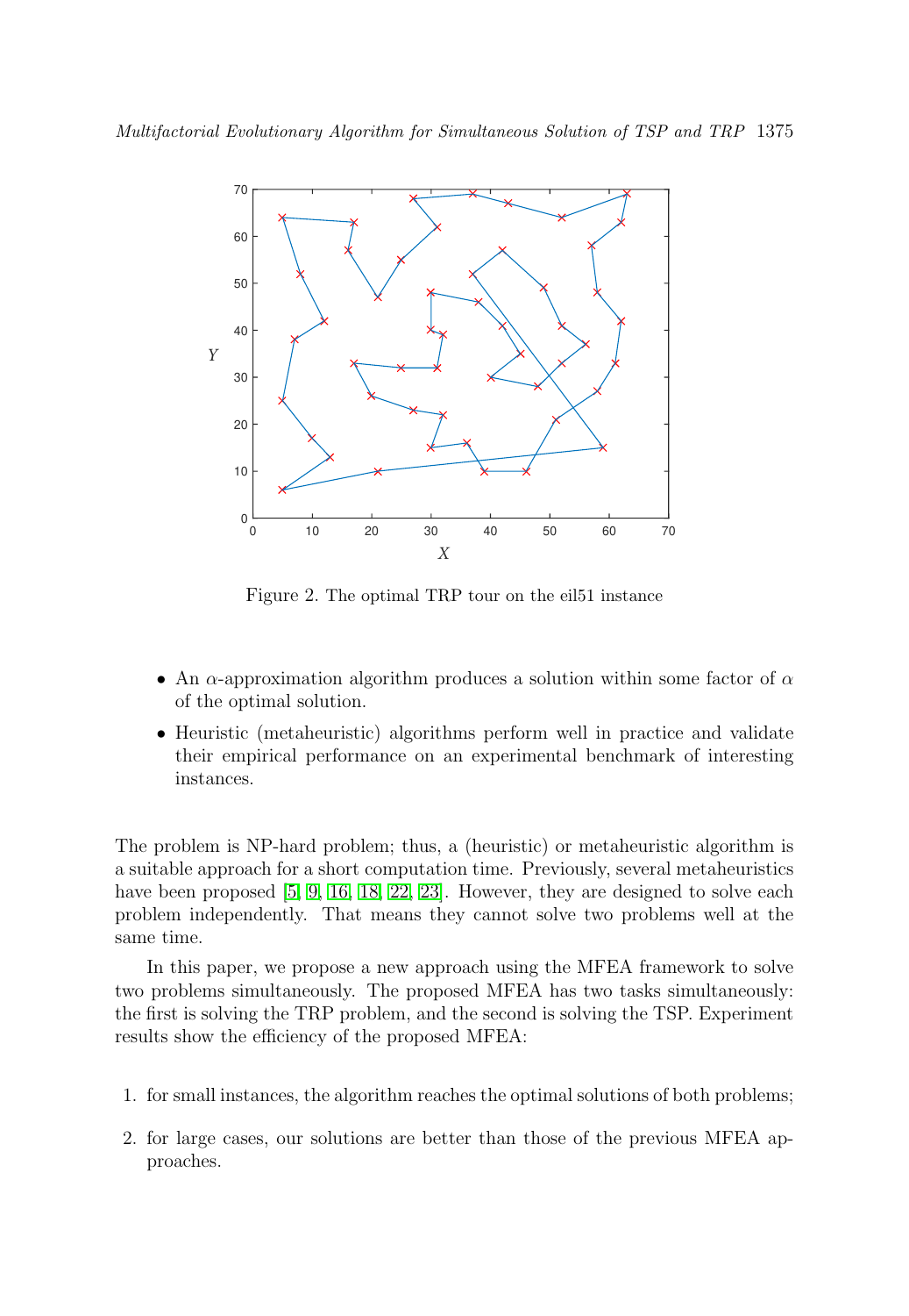Figure 2. The optimal TRP tour on the eil51 instance

- An $\alpha$-approximation algorithm produces a solution within some factor of $\alpha$ of the optimal solution.
- Heuristic (metaheuristic) algorithms perform well in practice and validate their empirical performance on an experimental benchmark of interesting instances.

The problem is NP-hard problem; thus, a (heuristic) or metaheuristic algorithm is a suitable approach for a short computation time. Previously, several metaheuristics have been proposed [5, 9, 16, 18, 22, 23]. However, they are designed to solve each problem independently. That means they cannot solve two problems well at the same time.

In this paper, we propose a new approach using the MFEA framework to solve two problems simultaneously. The proposed MFEA has two tasks simultaneously: the first is solving the TRP problem, and the second is solving the TSP. Experiment results show the efficiency of the proposed MFEA:

1. for small instances, the algorithm reaches the optimal solutions of both problems;
2. for large cases, our solutions are better than those of the previous MFEA approaches.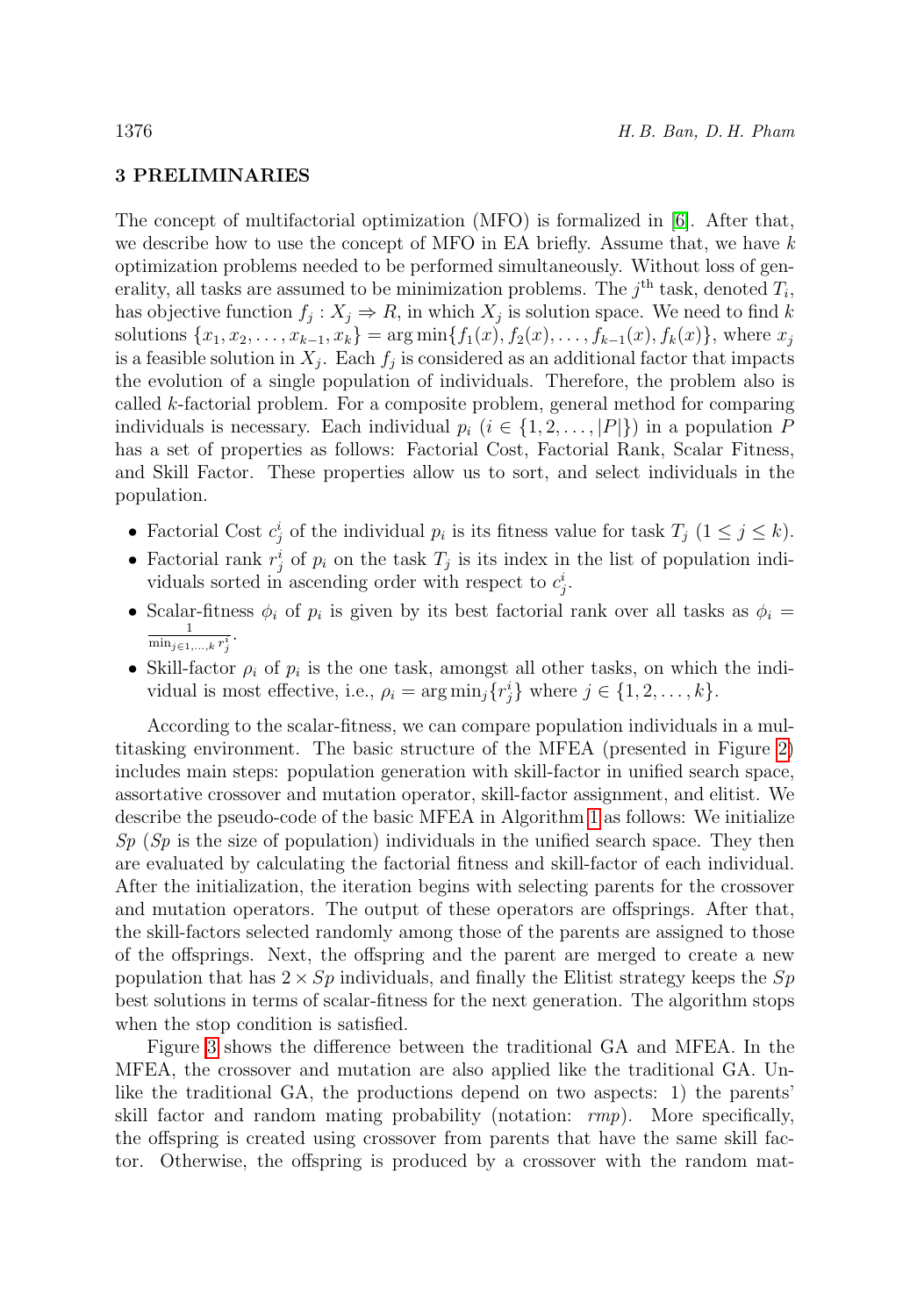## 3 PRELIMINARIES

The concept of multifactorial optimization (MFO) is formalized in [6]. After that, we describe how to use the concept of MFO in EA briefly. Assume that, we have $k$ optimization problems needed to be performed simultaneously. Without loss of generality, all tasks are assumed to be minimization problems. The $j^{\text{th}}$ task, denoted $T_i$, has objective function $f_j : X_j \Rightarrow R$, in which $X_j$ is solution space. We need to find $k$ solutions $\{x_1, x_2, \ldots, x_{k-1}, x_k\} = \arg\min\{f_1(x), f_2(x), \ldots, f_{k-1}(x), f_k(x)\}$, where $x_j$ is a feasible solution in $X_j$. Each $f_j$ is considered as an additional factor that impacts the evolution of a single population of individuals. Therefore, the problem also is called $k$-factorial problem. For a composite problem, general method for comparing individuals is necessary. Each individual $p_i$ ($i \in \{1, 2, \ldots, |P|\}$) in a population $P$ has a set of properties as follows: Factorial Cost, Factorial Rank, Scalar Fitness, and Skill Factor. These properties allow us to sort, and select individuals in the population.

- Factorial Cost $c_j^i$ of the individual $p_i$ is its fitness value for task $T_j$ ($1 \leq j \leq k$).
- Factorial rank $r_j^i$ of $p_i$ on the task $T_j$ is its index in the list of population individuals sorted in ascending order with respect to $c_j^i$.
- Scalar-fitness $\phi_i$ of $p_i$ is given by its best factorial rank over all tasks as $\phi_i = \frac{1}{\min_{j \in 1,\ldots,k} r_j^i}$.
- Skill-factor $\rho_i$ of $p_i$ is the one task, amongst all other tasks, on which the individual is most effective, i.e., $\rho_i = \arg\min_j\{r_j^i\}$ where $j \in \{1, 2, \ldots, k\}$.

According to the scalar-fitness, we can compare population individuals in a multitasking environment. The basic structure of the MFEA (presented in Figure 2) includes main steps: population generation with skill-factor in unified search space, assortative crossover and mutation operator, skill-factor assignment, and elitist. We describe the pseudo-code of the basic MFEA in Algorithm 1 as follows: We initialize $Sp$ ($Sp$ is the size of population) individuals in the unified search space. They then are evaluated by calculating the factorial fitness and skill-factor of each individual. After the initialization, the iteration begins with selecting parents for the crossover and mutation operators. The output of these operators are offsprings. After that, the skill-factors selected randomly among those of the parents are assigned to those of the offsprings. Next, the offspring and the parent are merged to create a new population that has $2 \times Sp$ individuals, and finally the Elitist strategy keeps the $Sp$ best solutions in terms of scalar-fitness for the next generation. The algorithm stops when the stop condition is satisfied.

Figure 3 shows the difference between the traditional GA and MFEA. In the MFEA, the crossover and mutation are also applied like the traditional GA. Unlike the traditional GA, the productions depend on two aspects: 1) the parents' skill factor and random mating probability (notation: $rmp$). More specifically, the offspring is created using crossover from parents that have the same skill factor. Otherwise, the offspring is produced by a crossover with the random mat-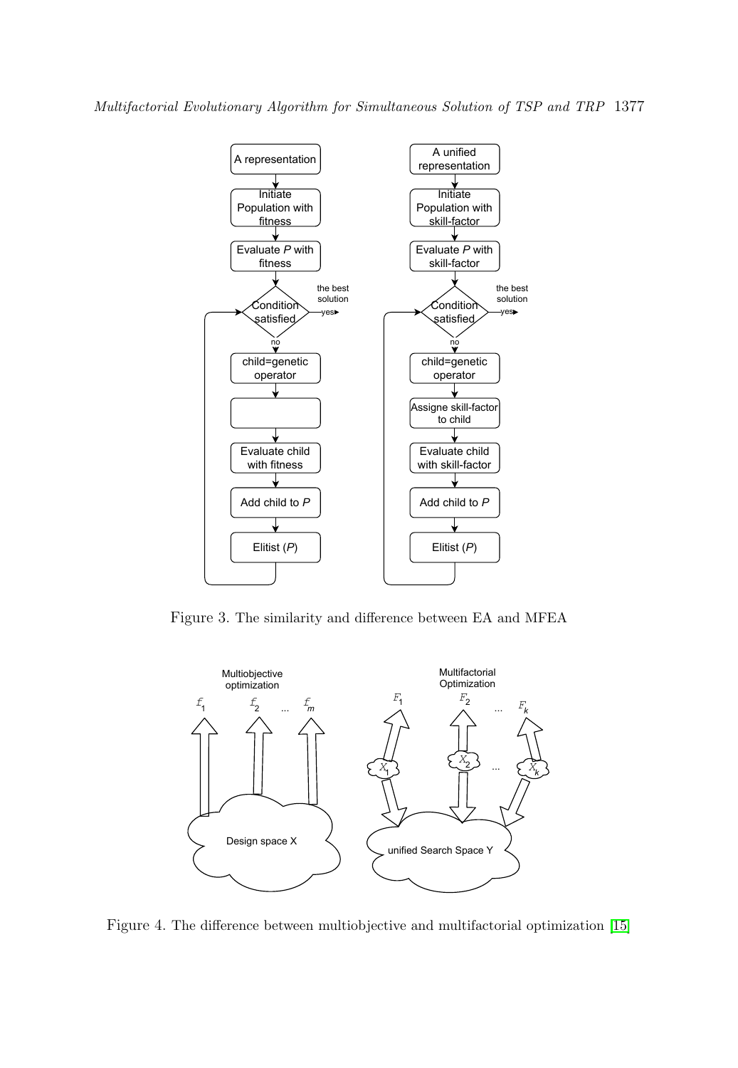Figure 3. The similarity and difference between EA and MFEA

Figure 4. The difference between multiobjective and multifactorial optimization [15]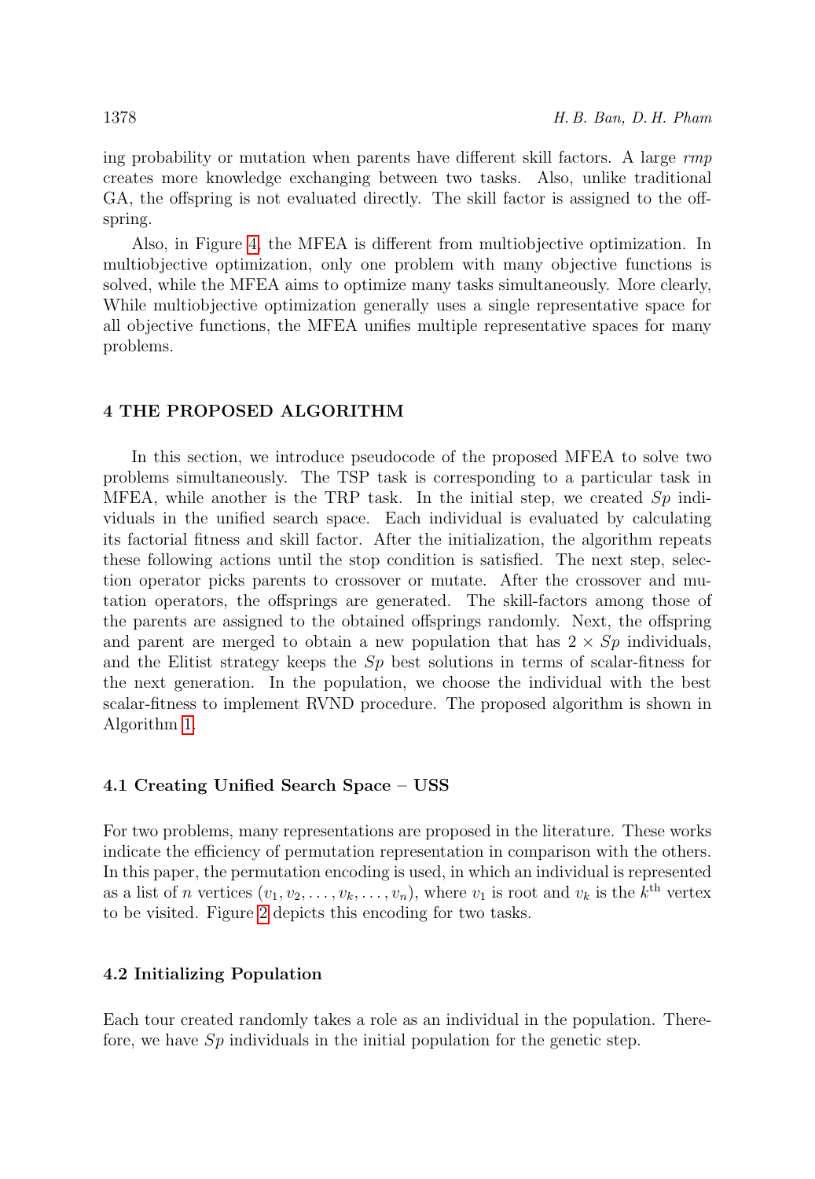ing probability or mutation when parents have different skill factors. A large *rmp* creates more knowledge exchanging between two tasks. Also, unlike traditional GA, the offspring is not evaluated directly. The skill factor is assigned to the offspring.

Also, in Figure 4, the MFEA is different from multiobjective optimization. In multiobjective optimization, only one problem with many objective functions is solved, while the MFEA aims to optimize many tasks simultaneously. More clearly, While multiobjective optimization generally uses a single representative space for all objective functions, the MFEA unifies multiple representative spaces for many problems.

## 4 THE PROPOSED ALGORITHM

In this section, we introduce pseudocode of the proposed MFEA to solve two problems simultaneously. The TSP task is corresponding to a particular task in MFEA, while another is the TRP task. In the initial step, we created $Sp$ individuals in the unified search space. Each individual is evaluated by calculating its factorial fitness and skill factor. After the initialization, the algorithm repeats these following actions until the stop condition is satisfied. The next step, selection operator picks parents to crossover or mutate. After the crossover and mutation operators, the offsprings are generated. The skill-factors among those of the parents are assigned to the obtained offsprings randomly. Next, the offspring and parent are merged to obtain a new population that has $2 \times Sp$ individuals, and the Elitist strategy keeps the $Sp$ best solutions in terms of scalar-fitness for the next generation. In the population, we choose the individual with the best scalar-fitness to implement RVND procedure. The proposed algorithm is shown in Algorithm 1.

### 4.1 Creating Unified Search Space – USS

For two problems, many representations are proposed in the literature. These works indicate the efficiency of permutation representation in comparison with the others. In this paper, the permutation encoding is used, in which an individual is represented as a list of $n$ vertices $(v_1, v_2, \ldots, v_k, \ldots, v_n)$, where $v_1$ is root and $v_k$ is the $k^{\text{th}}$ vertex to be visited. Figure 2 depicts this encoding for two tasks.

### 4.2 Initializing Population

Each tour created randomly takes a role as an individual in the population. Therefore, we have $Sp$ individuals in the initial population for the genetic step.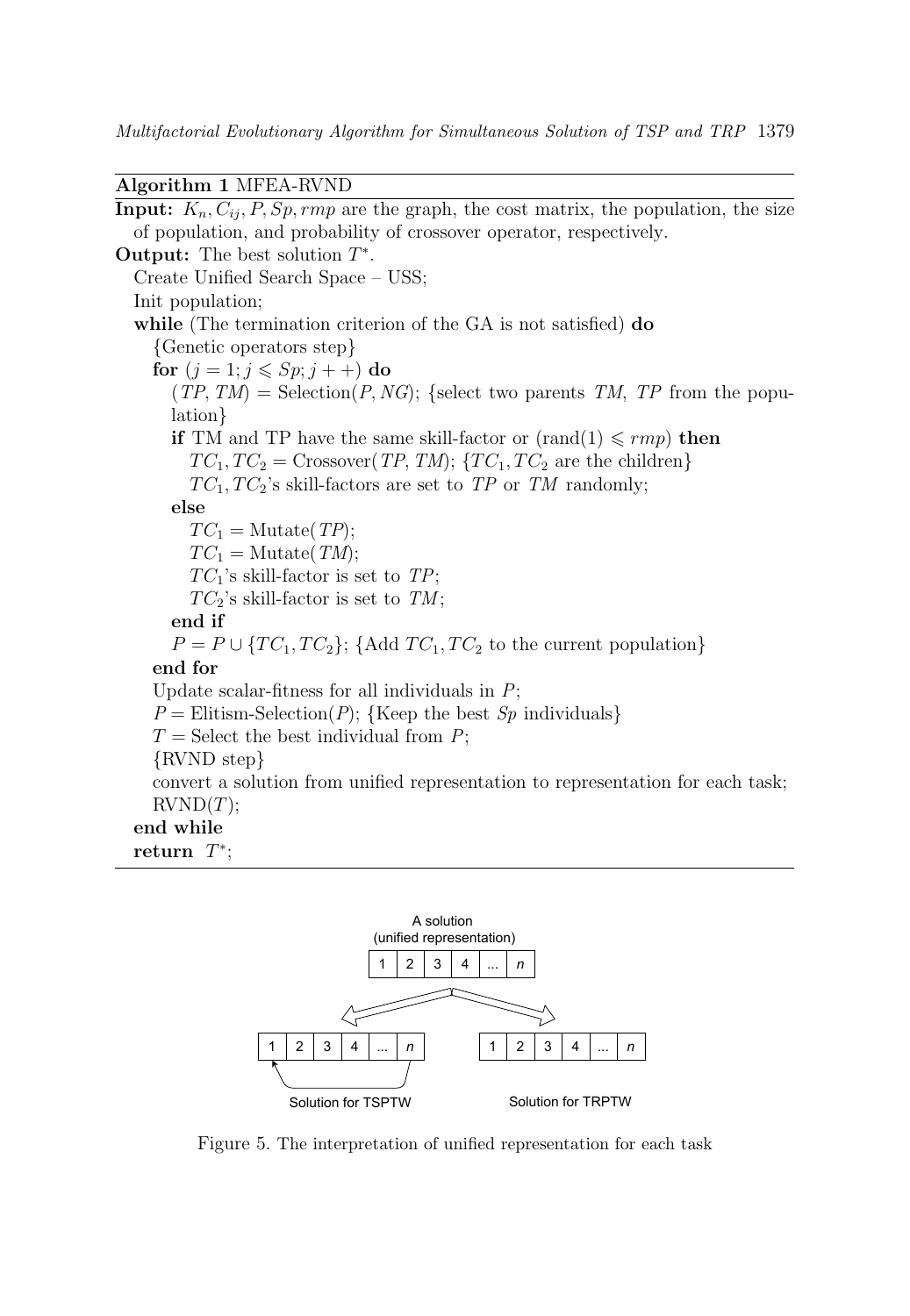**Algorithm 1** MFEA-RVND

**Input:** $K_n, C_{ij}, P, Sp, rmp$ are the graph, the cost matrix, the population, the size of population, and probability of crossover operator, respectively.

**Output:** The best solution $T^*$.

```
Create Unified Search Space – USS;
Init population;
while (The termination criterion of the GA is not satisfied) do
    {Genetic operators step}
    for (j = 1; j ⩽ Sp; j++) do
        (TP, TM) = Selection(P, NG); {select two parents TM, TP from the population}
        if TM and TP have the same skill-factor or (rand(1) ⩽ rmp) then
            TC_1, TC_2 = Crossover(TP, TM); {TC_1, TC_2 are the children}
            TC_1, TC_2's skill-factors are set to TP or TM randomly;
        else
            TC_1 = Mutate(TP);
            TC_1 = Mutate(TM);
            TC_1's skill-factor is set to TP;
            TC_2's skill-factor is set to TM;
        end if
        P = P ∪ {TC_1, TC_2}; {Add TC_1, TC_2 to the current population}
    end for
    Update scalar-fitness for all individuals in P;
    P = Elitism-Selection(P); {Keep the best Sp individuals}
    T = Select the best individual from P;
    {RVND step}
    convert a solution from unified representation to representation for each task;
    RVND(T);
end while
return T*;
```

A solution
(unified representation)

| 1 | 2 | 3 | 4 | ... | $n$ |
|---|---|---|---|---|---|

| 1 | 2 | 3 | 4 | ... | $n$ |
|---|---|---|---|---|---|

Solution for TSPTW

| 1 | 2 | 3 | 4 | ... | $n$ |
|---|---|---|---|---|---|

Solution for TRPTW

Figure 5. The interpretation of unified representation for each task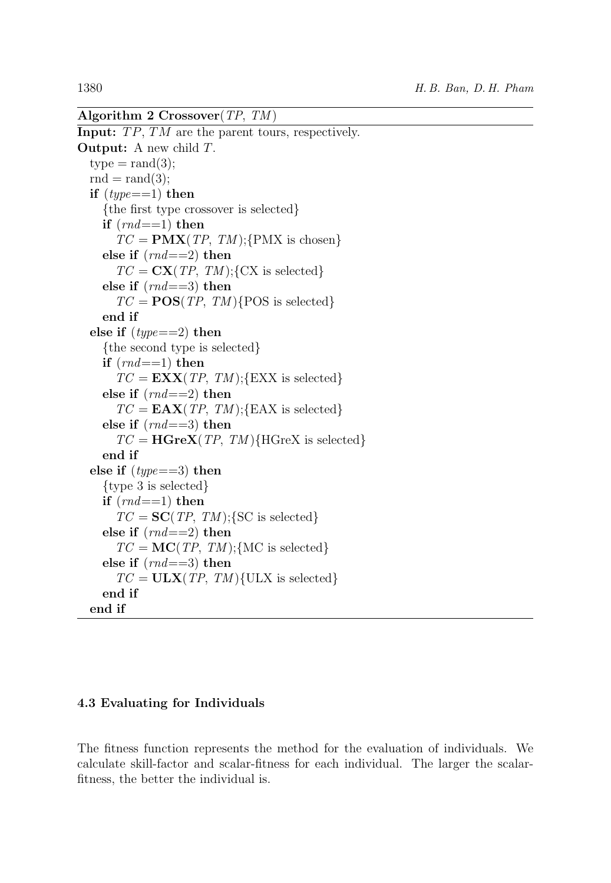**Algorithm 2 Crossover**($TP$, $TM$)

**Input:** $TP$, $TM$ are the parent tours, respectively.
**Output:** A new child $T$.

```
type = rand(3);
rnd = rand(3);
if (type==1) then
   {the first type crossover is selected}
   if (rnd==1) then
      TC = PMX(TP, TM);{PMX is chosen}
   else if (rnd==2) then
      TC = CX(TP, TM);{CX is selected}
   else if (rnd==3) then
      TC = POS(TP, TM){POS is selected}
   end if
else if (type==2) then
   {the second type is selected}
   if (rnd==1) then
      TC = EXX(TP, TM);{EXX is selected}
   else if (rnd==2) then
      TC = EAX(TP, TM);{EAX is selected}
   else if (rnd==3) then
      TC = HGreX(TP, TM){HGreX is selected}
   end if
else if (type==3) then
   {type 3 is selected}
   if (rnd==1) then
      TC = SC(TP, TM);{SC is selected}
   else if (rnd==2) then
      TC = MC(TP, TM);{MC is selected}
   else if (rnd==3) then
      TC = ULX(TP, TM){ULX is selected}
   end if
end if
```

### 4.3 Evaluating for Individuals

The fitness function represents the method for the evaluation of individuals. We calculate skill-factor and scalar-fitness for each individual. The larger the scalar-fitness, the better the individual is.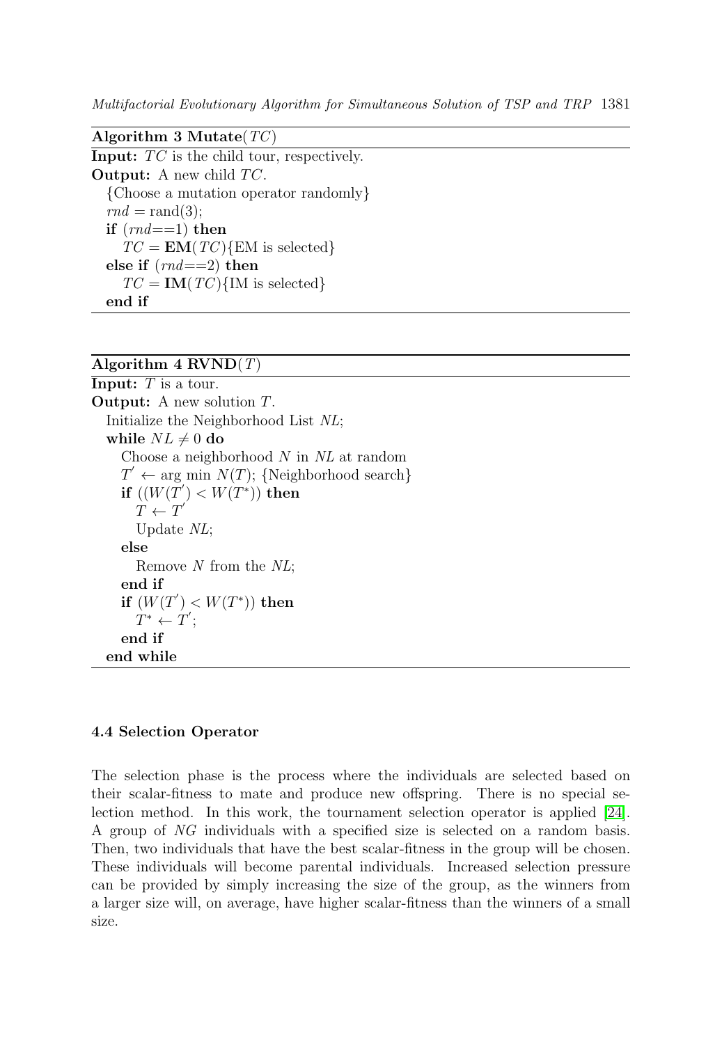**Algorithm 3 Mutate($TC$)**

```
Input: TC is the child tour, respectively.
Output: A new child TC.
  {Choose a mutation operator randomly}
  rnd = rand(3);
  if (rnd==1) then
    TC = EM(TC){EM is selected}
  else if (rnd==2) then
    TC = IM(TC){IM is selected}
  end if
```

**Algorithm 4 RVND($T$)**

```
Input: T is a tour.
Output: A new solution T.
  Initialize the Neighborhood List NL;
  while NL ≠ 0 do
    Choose a neighborhood N in NL at random
    T' ← arg min N(T); {Neighborhood search}
    if ((W(T') < W(T*)) then
      T ← T'
      Update NL;
    else
      Remove N from the NL;
    end if
    if (W(T') < W(T*)) then
      T* ← T';
    end if
  end while
```

### 4.4 Selection Operator

The selection phase is the process where the individuals are selected based on their scalar-fitness to mate and produce new offspring. There is no special selection method. In this work, the tournament selection operator is applied [24]. A group of $NG$ individuals with a specified size is selected on a random basis. Then, two individuals that have the best scalar-fitness in the group will be chosen. These individuals will become parental individuals. Increased selection pressure can be provided by simply increasing the size of the group, as the winners from a larger size will, on average, have higher scalar-fitness than the winners of a small size.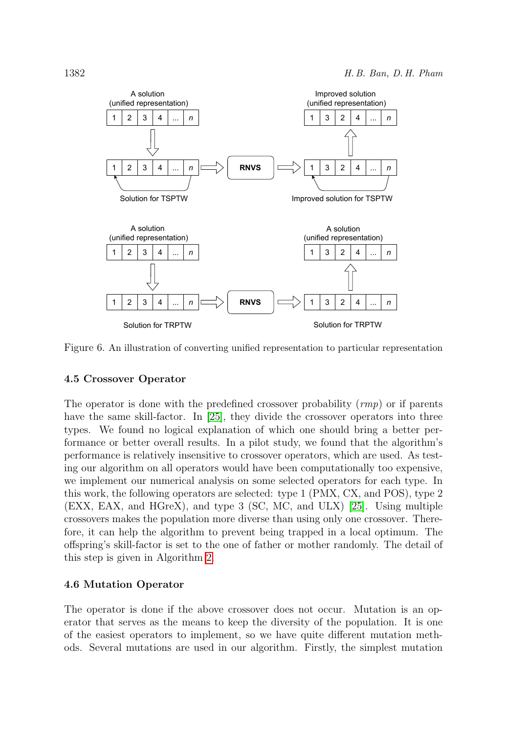Figure 6. An illustration of converting unified representation to particular representation

### 4.5 Crossover Operator

The operator is done with the predefined crossover probability ($rmp$) or if parents have the same skill-factor. In [25], they divide the crossover operators into three types. We found no logical explanation of which one should bring a better performance or better overall results. In a pilot study, we found that the algorithm's performance is relatively insensitive to crossover operators, which are used. As testing our algorithm on all operators would have been computationally too expensive, we implement our numerical analysis on some selected operators for each type. In this work, the following operators are selected: type 1 (PMX, CX, and POS), type 2 (EXX, EAX, and HGreX), and type 3 (SC, MC, and ULX) [25]. Using multiple crossovers makes the population more diverse than using only one crossover. Therefore, it can help the algorithm to prevent being trapped in a local optimum. The offspring's skill-factor is set to the one of father or mother randomly. The detail of this step is given in Algorithm 2.

### 4.6 Mutation Operator

The operator is done if the above crossover does not occur. Mutation is an operator that serves as the means to keep the diversity of the population. It is one of the easiest operators to implement, so we have quite different mutation methods. Several mutations are used in our algorithm. Firstly, the simplest mutation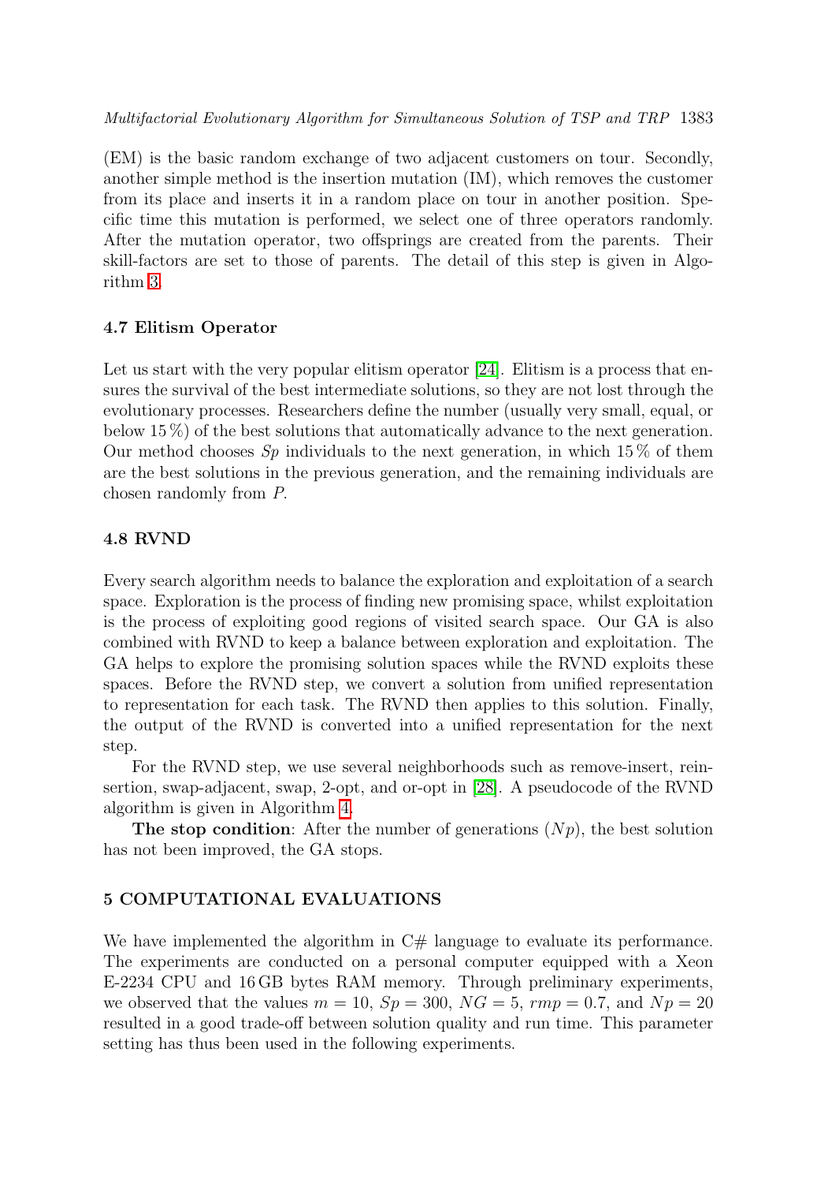(EM) is the basic random exchange of two adjacent customers on tour. Secondly, another simple method is the insertion mutation (IM), which removes the customer from its place and inserts it in a random place on tour in another position. Specific time this mutation is performed, we select one of three operators randomly. After the mutation operator, two offsprings are created from the parents. Their skill-factors are set to those of parents. The detail of this step is given in Algorithm 3.

### 4.7 Elitism Operator

Let us start with the very popular elitism operator [24]. Elitism is a process that ensures the survival of the best intermediate solutions, so they are not lost through the evolutionary processes. Researchers define the number (usually very small, equal, or below 15 %) of the best solutions that automatically advance to the next generation. Our method chooses $Sp$ individuals to the next generation, in which 15 % of them are the best solutions in the previous generation, and the remaining individuals are chosen randomly from $P$.

### 4.8 RVND

Every search algorithm needs to balance the exploration and exploitation of a search space. Exploration is the process of finding new promising space, whilst exploitation is the process of exploiting good regions of visited search space. Our GA is also combined with RVND to keep a balance between exploration and exploitation. The GA helps to explore the promising solution spaces while the RVND exploits these spaces. Before the RVND step, we convert a solution from unified representation to representation for each task. The RVND then applies to this solution. Finally, the output of the RVND is converted into a unified representation for the next step.

For the RVND step, we use several neighborhoods such as remove-insert, reinsertion, swap-adjacent, swap, 2-opt, and or-opt in [28]. A pseudocode of the RVND algorithm is given in Algorithm 4.

**The stop condition**: After the number of generations ($Np$), the best solution has not been improved, the GA stops.

## 5 COMPUTATIONAL EVALUATIONS

We have implemented the algorithm in C# language to evaluate its performance. The experiments are conducted on a personal computer equipped with a Xeon E-2234 CPU and 16 GB bytes RAM memory. Through preliminary experiments, we observed that the values $m = 10$, $Sp = 300$, $NG = 5$, $rmp = 0.7$, and $Np = 20$ resulted in a good trade-off between solution quality and run time. This parameter setting has thus been used in the following experiments.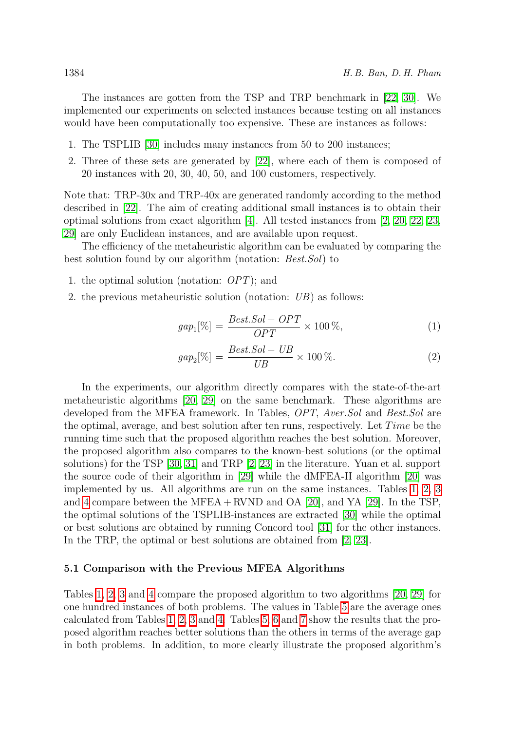The instances are gotten from the TSP and TRP benchmark in [22, 30]. We implemented our experiments on selected instances because testing on all instances would have been computationally too expensive. These are instances as follows:

1. The TSPLIB [30] includes many instances from 50 to 200 instances;
2. Three of these sets are generated by [22], where each of them is composed of 20 instances with 20, 30, 40, 50, and 100 customers, respectively.

Note that: TRP-30x and TRP-40x are generated randomly according to the method described in [22]. The aim of creating additional small instances is to obtain their optimal solutions from exact algorithm [4]. All tested instances from [2, 20, 22, 23, 29] are only Euclidean instances, and are available upon request.

The efficiency of the metaheuristic algorithm can be evaluated by comparing the best solution found by our algorithm (notation: *Best.Sol*) to

1. the optimal solution (notation: *OPT*); and
2. the previous metaheuristic solution (notation: *UB*) as follows:

$$gap_1[\%] = \frac{Best.Sol - OPT}{OPT} \times 100\,\%, \tag{1}$$

$$gap_2[\%] = \frac{Best.Sol - UB}{UB} \times 100\,\%. \tag{2}$$

In the experiments, our algorithm directly compares with the state-of-the-art metaheuristic algorithms [20, 29] on the same benchmark. These algorithms are developed from the MFEA framework. In Tables, *OPT*, *Aver.Sol* and *Best.Sol* are the optimal, average, and best solution after ten runs, respectively. Let *Time* be the running time such that the proposed algorithm reaches the best solution. Moreover, the proposed algorithm also compares to the known-best solutions (or the optimal solutions) for the TSP [30, 31] and TRP [2, 23] in the literature. Yuan et al. support the source code of their algorithm in [29] while the dMFEA-II algorithm [20] was implemented by us. All algorithms are run on the same instances. Tables 1, 2, 3 and 4 compare between the MFEA + RVND and OA [20], and YA [29]. In the TSP, the optimal solutions of the TSPLIB-instances are extracted [30] while the optimal or best solutions are obtained by running Concord tool [31] for the other instances. In the TRP, the optimal or best solutions are obtained from [2, 23].

### 5.1 Comparison with the Previous MFEA Algorithms

Tables 1, 2, 3 and 4 compare the proposed algorithm to two algorithms [20, 29] for one hundred instances of both problems. The values in Table 5 are the average ones calculated from Tables 1, 2, 3 and 4. Tables 5, 6 and 7 show the results that the proposed algorithm reaches better solutions than the others in terms of the average gap in both problems. In addition, to more clearly illustrate the proposed algorithm's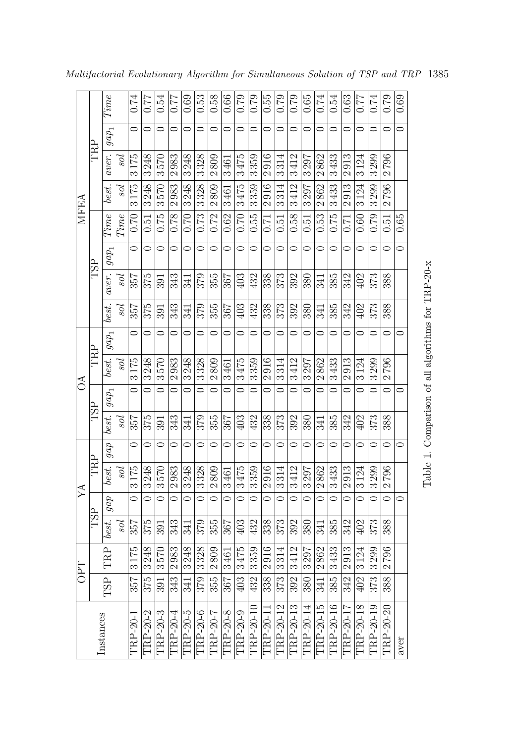| Instances | OPT | | YA | | | | OA | | | | MFEA | | | | | | | | |
|---|---|---|---|---|---|---|---|---|---|---|---|---|---|---|---|---|---|---|---|
| | | | TSP | | TRP | | TSP | | TRP | | TSP | | | | TRP | | | | |
| | TSP | TRP | *best. sol* | *gap* | *best. sol* | *gap* | *best. sol* | $gap_1$ | *best. sol* | $gap_1$ | *best. sol* | *aver. sol* | $gap_1$ | *Time Time* | *best. sol* | *aver. sol* | $gap_1$ | *Time* |
| TRP-20-1 | 357 | 3175 | 357 | 0 | 3175 | 0 | 357 | 0 | 3175 | 0 | 357 | 357 | 0 | 0.70 | 3175 | 3175 | 0 | 0.74 |
| TRP-20-2 | 375 | 3248 | 375 | 0 | 3248 | 0 | 375 | 0 | 3248 | 0 | 375 | 375 | 0 | 0.51 | 3248 | 3248 | 0 | 0.77 |
| TRP-20-3 | 391 | 3570 | 391 | 0 | 3570 | 0 | 391 | 0 | 3570 | 0 | 391 | 391 | 0 | 0.75 | 3570 | 3570 | 0 | 0.54 |
| TRP-20-4 | 343 | 2983 | 343 | 0 | 2983 | 0 | 343 | 0 | 2983 | 0 | 343 | 343 | 0 | 0.78 | 2983 | 2983 | 0 | 0.77 |
| TRP-20-5 | 341 | 3248 | 341 | 0 | 3248 | 0 | 341 | 0 | 3248 | 0 | 341 | 341 | 0 | 0.70 | 3248 | 3248 | 0 | 0.69 |
| TRP-20-6 | 379 | 3328 | 379 | 0 | 3328 | 0 | 379 | 0 | 3328 | 0 | 379 | 379 | 0 | 0.73 | 3328 | 3328 | 0 | 0.53 |
| TRP-20-7 | 355 | 2809 | 355 | 0 | 2809 | 0 | 355 | 0 | 2809 | 0 | 355 | 355 | 0 | 0.72 | 2809 | 2809 | 0 | 0.58 |
| TRP-20-8 | 367 | 3461 | 367 | 0 | 3461 | 0 | 367 | 0 | 3461 | 0 | 367 | 367 | 0 | 0.62 | 3461 | 3461 | 0 | 0.66 |
| TRP-20-9 | 403 | 3475 | 403 | 0 | 3475 | 0 | 403 | 0 | 3475 | 0 | 403 | 403 | 0 | 0.70 | 3475 | 3475 | 0 | 0.79 |
| TRP-20-10 | 432 | 3359 | 432 | 0 | 3359 | 0 | 432 | 0 | 3359 | 0 | 432 | 432 | 0 | 0.55 | 3359 | 3359 | 0 | 0.79 |
| TRP-20-11 | 338 | 2916 | 338 | 0 | 2916 | 0 | 338 | 0 | 2916 | 0 | 338 | 338 | 0 | 0.71 | 2916 | 2916 | 0 | 0.55 |
| TRP-20-12 | 373 | 3314 | 373 | 0 | 3314 | 0 | 373 | 0 | 3314 | 0 | 373 | 373 | 0 | 0.51 | 3314 | 3314 | 0 | 0.79 |
| TRP-20-13 | 392 | 3412 | 392 | 0 | 3412 | 0 | 392 | 0 | 3412 | 0 | 392 | 392 | 0 | 0.58 | 3412 | 3412 | 0 | 0.79 |
| TRP-20-14 | 380 | 3297 | 380 | 0 | 3297 | 0 | 380 | 0 | 3297 | 0 | 380 | 380 | 0 | 0.51 | 3297 | 3297 | 0 | 0.65 |
| TRP-20-15 | 341 | 2862 | 341 | 0 | 2862 | 0 | 341 | 0 | 2862 | 0 | 341 | 341 | 0 | 0.53 | 2862 | 2862 | 0 | 0.74 |
| TRP-20-16 | 385 | 3433 | 385 | 0 | 3433 | 0 | 385 | 0 | 3433 | 0 | 385 | 385 | 0 | 0.75 | 3433 | 3433 | 0 | 0.54 |
| TRP-20-17 | 342 | 2913 | 342 | 0 | 2913 | 0 | 342 | 0 | 2913 | 0 | 342 | 342 | 0 | 0.71 | 2913 | 2913 | 0 | 0.63 |
| TRP-20-18 | 402 | 3124 | 402 | 0 | 3124 | 0 | 402 | 0 | 3124 | 0 | 402 | 402 | 0 | 0.60 | 3124 | 3124 | 0 | 0.77 |
| TRP-20-19 | 373 | 3299 | 373 | 0 | 3299 | 0 | 373 | 0 | 3299 | 0 | 373 | 373 | 0 | 0.79 | 3299 | 3299 | 0 | 0.74 |
| TRP-20-20 | 388 | 2796 | 388 | 0 | 2796 | 0 | 388 | 0 | 2796 | 0 | 388 | 388 | 0 | 0.51 | 2796 | 2796 | 0 | 0.79 |
| aver | | | | 0 | | 0 | | 0 | | 0 | | | 0 | 0.65 | | | 0 | 0.69 |

Table 1. Comparison of all algorithms for TRP-20-x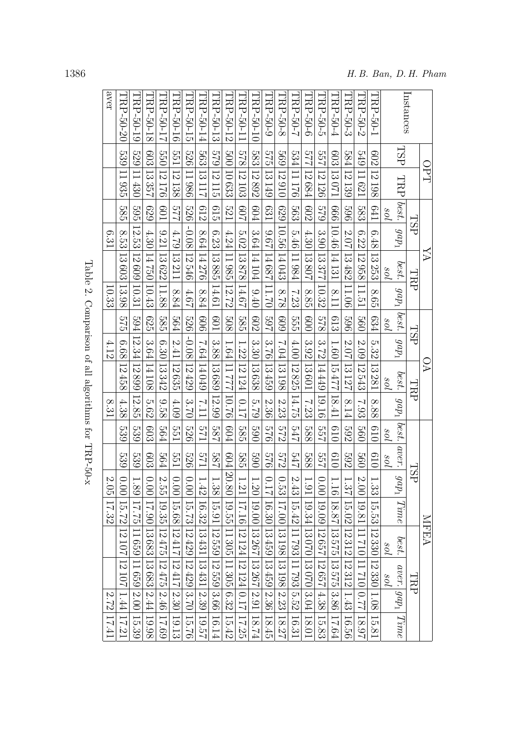| Instances | OPT | | YA | | | | OA | | | | MFEA | | | | | | | |
|---|---|---|---|---|---|---|---|---|---|---|---|---|---|---|---|---|---|---|
| | TSP | TRP | TSP | | TRP | | TSP | | TRP | | TSP | | | | TRP | | | |
| | | | *best. sol* | $gap_1$ | *best. sol* | $gap_1$ | *best. sol* | $gap_1$ | *best. sol* | $gap_1$ | *best. sol* | *aver. sol* | $gap_1$ | *Time* | *best. sol* | *aver. sol* | $gap_1$ | *Time* |
| TRP-50-1 | 602 | 12 198 | 641 | 6.48 | 13 253 | 8.65 | 634 | 5.32 | 13 281 | 8.88 | 610 | 610 | 1.33 | 15.53 | 12 330 | 12 330 | 1.08 | 15.81 |
| TRP-50-2 | 549 | 11 621 | 583 | 6.22 | 12 958 | 11.51 | 560 | 2.09 | 12 543 | 7.93 | 560 | 560 | 2.00 | 19.81 | 11 710 | 11 710 | 0.77 | 18.97 |
| TRP-50-3 | 584 | 12 139 | 596 | 2.07 | 13 482 | 11.06 | 596 | 2.07 | 13 127 | 8.14 | 592 | 592 | 1.37 | 15.02 | 12 312 | 12 312 | 1.43 | 16.56 |
| TRP-50-4 | 603 | 13 071 | 666 | 10.46 | 14 131 | 8.11 | 613 | 1.60 | 15 477 | 18.41 | 610 | 610 | 1.16 | 18.87 | 13 575 | 13 575 | 3.86 | 17.64 |
| TRP-50-5 | 557 | 12 126 | 579 | 3.90 | 13 377 | 10.32 | 578 | 3.72 | 14 449 | 19.16 | 557 | 557 | 0.00 | 19.09 | 12 657 | 12 657 | 4.38 | 15.83 |
| TRP-50-6 | 577 | 12 684 | 602 | 4.30 | 13 807 | 8.85 | 600 | 3.92 | 13 601 | 7.23 | 588 | 588 | 1.91 | 19.34 | 13 070 | 13 070 | 3.04 | 18.01 |
| TRP-50-7 | 534 | 11 176 | 563 | 5.46 | 11 984 | 7.23 | 555 | 4.00 | 12 825 | 14.75 | 547 | 547 | 2.43 | 15.42 | 11 793 | 11 793 | 5.52 | 16.31 |
| TRP-50-8 | 569 | 12 910 | 629 | 10.56 | 14 043 | 8.78 | 609 | 7.04 | 13 198 | 2.23 | 572 | 572 | 0.53 | 17.00 | 13 198 | 13 198 | 2.23 | 18.27 |
| TRP-50-9 | 575 | 13 149 | 631 | 9.67 | 14 687 | 11.70 | 597 | 3.76 | 13 459 | 2.36 | 576 | 576 | 0.17 | 16.30 | 13 459 | 13 459 | 2.36 | 18.45 |
| TRP-50-10 | 583 | 12 892 | 604 | 3.64 | 14 104 | 9.40 | 602 | 3.30 | 13 638 | 5.79 | 590 | 590 | 1.20 | 19.00 | 13 267 | 13 267 | 2.91 | 18.74 |
| TRP-50-11 | 578 | 12 103 | 607 | 5.02 | 13 878 | 14.67 | 585 | 1.22 | 12 124 | 0.17 | 585 | 585 | 1.21 | 17.16 | 12 124 | 12 124 | 0.17 | 17.25 |
| TRP-50-12 | 500 | 10 633 | 521 | 4.24 | 11 985 | 12.72 | 508 | 1.64 | 11 777 | 10.76 | 604 | 604 | 20.80 | 19.55 | 11 305 | 11 305 | 6.32 | 15.42 |
| TRP-50-13 | 579 | 12 115 | 615 | 6.23 | 13 885 | 14.61 | 601 | 3.88 | 13 689 | 12.99 | 587 | 587 | 1.38 | 15.91 | 12 559 | 12 559 | 3.66 | 16.14 |
| TRP-50-14 | 563 | 13 117 | 612 | 8.64 | 14 276 | 8.84 | 606 | 7.64 | 14 049 | 7.11 | 571 | 571 | 1.42 | 16.32 | 13 431 | 13 431 | 2.39 | 19.57 |
| TRP-50-15 | 526 | 11 986 | 526 | -0.08 | 12 546 | 4.67 | 526 | -0.08 | 12 429 | 3.70 | 526 | 526 | 0.00 | 15.73 | 12 429 | 12 429 | 3.70 | 15.76 |
| TRP-50-16 | 551 | 12 138 | 577 | 4.79 | 13 211 | 8.84 | 564 | 2.41 | 12 635 | 4.09 | 551 | 551 | 0.00 | 15.68 | 12 417 | 12 417 | 2.30 | 19.13 |
| TRP-50-17 | 550 | 12 176 | 601 | 9.21 | 13 622 | 11.88 | 585 | 6.30 | 13 342 | 9.58 | 564 | 564 | 2.55 | 19.35 | 12 475 | 12 475 | 2.46 | 17.69 |
| TRP-50-18 | 603 | 13 357 | 629 | 4.30 | 14 750 | 10.43 | 625 | 3.64 | 14 108 | 5.62 | 603 | 603 | 0.00 | 17.90 | 13 683 | 13 683 | 2.44 | 19.98 |
| TRP-50-19 | 529 | 11 430 | 595 | 12.53 | 12 609 | 10.31 | 594 | 12.34 | 12 899 | 12.85 | 539 | 539 | 1.89 | 17.75 | 11 659 | 11 659 | 2.00 | 15.39 |
| TRP-50-20 | 539 | 11 935 | 585 | 8.53 | 13 603 | 13.98 | 575 | 6.68 | 12 458 | 4.38 | 539 | 539 | 0.00 | 15.72 | 12 107 | 12 107 | 1.44 | 17.21 |
| aver | | | | 6.31 | | 10.33 | | 4.12 | | 8.31 | | | 2.05 | 17.32 | | | 2.72 | 17.41 |

Table 2. Comparison of all algorithms for TRP-50-x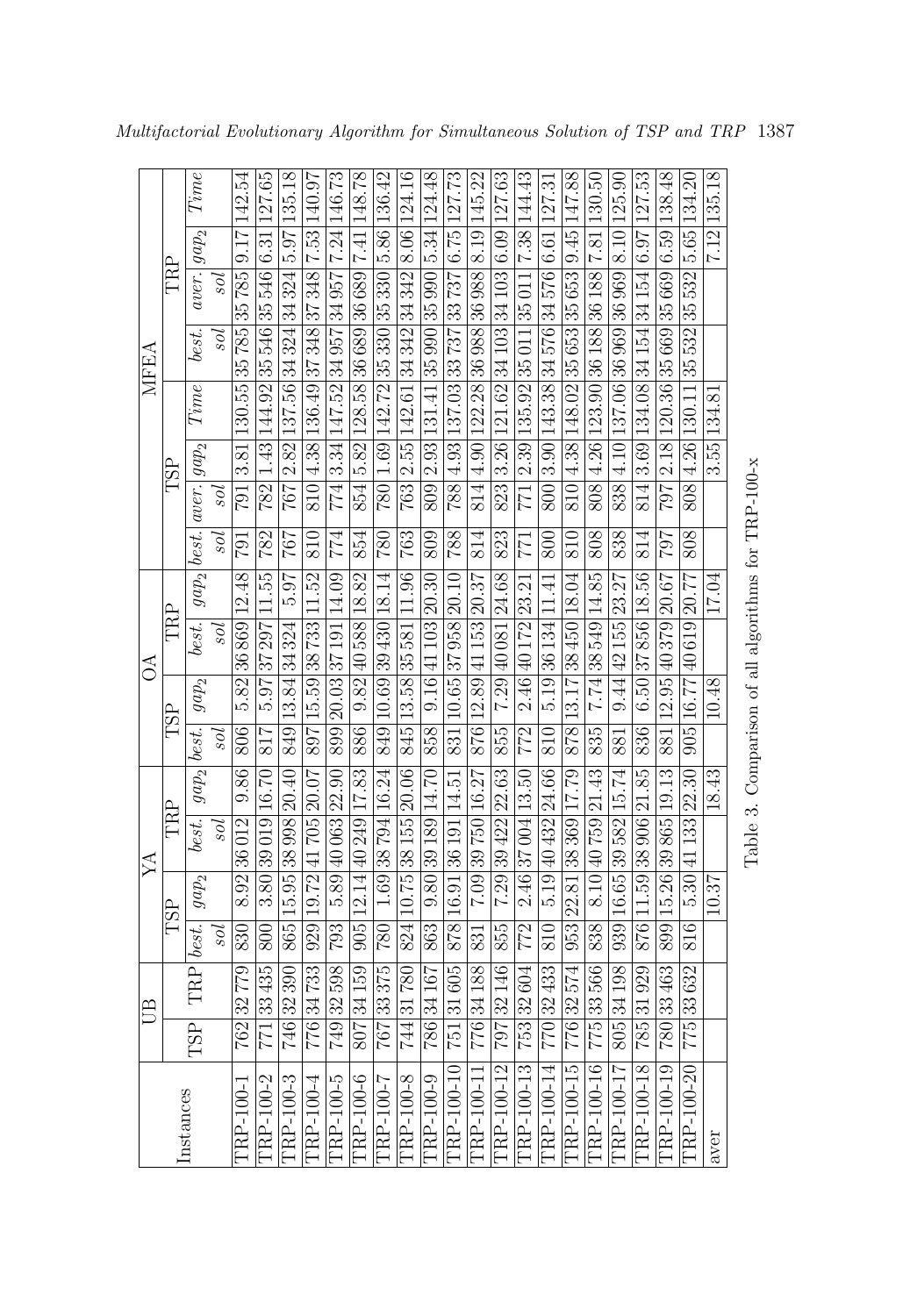| Instances | UB | | YA | | | | OA | | | | MFEA | | | | | | | |
|---|---|---|---|---|---|---|---|---|---|---|---|---|---|---|---|---|---|---|
| | TSP | TRP | TSP | | TRP | | TSP | | TRP | | TSP | | | | TRP | | | |
| | | | *best. sol* | $gap_2$ | *best. sol* | $gap_2$ | *best. sol* | $gap_2$ | *best. sol* | $gap_2$ | *best. sol* | *aver. sol* | $gap_2$ | *Time* | *best. sol* | *aver. sol* | $gap_2$ | *Time* |
| TRP-100-1 | 762 | 32 779 | 830 | 8.92 | 36 012 | 9.86 | 806 | 5.82 | 36 869 | 12.48 | 791 | 791 | 3.81 | 130.55 | 35 785 | 35 785 | 9.17 | 142.54 |
| TRP-100-2 | 771 | 33 435 | 800 | 3.80 | 39 019 | 16.70 | 817 | 5.97 | 37 297 | 11.55 | 782 | 782 | 1.43 | 144.92 | 35 546 | 35 546 | 6.31 | 127.65 |
| TRP-100-3 | 746 | 32 390 | 865 | 15.95 | 38 998 | 20.40 | 849 | 13.84 | 34 324 | 5.97 | 767 | 767 | 2.82 | 137.56 | 34 324 | 34 324 | 5.97 | 135.18 |
| TRP-100-4 | 776 | 34 733 | 929 | 19.72 | 41 705 | 20.07 | 897 | 15.59 | 38 733 | 11.52 | 810 | 810 | 4.38 | 136.49 | 37 348 | 37 348 | 7.53 | 140.97 |
| TRP-100-5 | 749 | 32 598 | 793 | 5.89 | 40 063 | 22.90 | 899 | 20.03 | 37 191 | 14.09 | 774 | 774 | 3.34 | 147.52 | 34 957 | 34 957 | 7.24 | 146.73 |
| TRP-100-6 | 807 | 34 159 | 905 | 12.14 | 40 249 | 17.83 | 886 | 9.82 | 40 588 | 18.82 | 854 | 854 | 5.82 | 128.58 | 36 689 | 36 689 | 7.41 | 148.78 |
| TRP-100-7 | 767 | 33 375 | 780 | 1.69 | 38 794 | 16.24 | 849 | 10.69 | 39 430 | 18.14 | 780 | 780 | 1.69 | 142.72 | 35 330 | 35 330 | 5.86 | 136.42 |
| TRP-100-8 | 744 | 31 780 | 824 | 10.75 | 38 155 | 20.06 | 845 | 13.58 | 35 581 | 11.96 | 763 | 763 | 2.55 | 142.61 | 34 342 | 34 342 | 8.06 | 124.16 |
| TRP-100-9 | 786 | 34 167 | 863 | 9.80 | 39 189 | 14.70 | 858 | 9.16 | 41 103 | 20.30 | 809 | 809 | 2.93 | 131.41 | 35 990 | 35 990 | 5.34 | 124.48 |
| TRP-100-10 | 751 | 31 605 | 878 | 16.91 | 36 191 | 14.51 | 831 | 10.65 | 37 958 | 20.10 | 788 | 788 | 4.93 | 137.03 | 33 737 | 33 737 | 6.75 | 127.73 |
| TRP-100-11 | 776 | 34 188 | 831 | 7.09 | 39 750 | 16.27 | 876 | 12.89 | 41 153 | 20.37 | 814 | 814 | 4.90 | 122.28 | 36 988 | 36 988 | 8.19 | 145.22 |
| TRP-100-12 | 797 | 32 146 | 855 | 7.29 | 39 422 | 22.63 | 855 | 7.29 | 40 081 | 24.68 | 823 | 823 | 3.26 | 121.62 | 34 103 | 34 103 | 6.09 | 127.63 |
| TRP-100-13 | 753 | 32 604 | 772 | 2.46 | 37 004 | 13.50 | 772 | 2.46 | 40 172 | 23.21 | 771 | 771 | 2.39 | 135.92 | 35 011 | 35 011 | 7.38 | 144.43 |
| TRP-100-14 | 770 | 32 433 | 810 | 5.19 | 40 432 | 24.66 | 810 | 5.19 | 36 134 | 11.41 | 800 | 800 | 3.90 | 143.38 | 34 576 | 34 576 | 6.61 | 127.31 |
| TRP-100-15 | 776 | 32 574 | 953 | 22.81 | 38 369 | 17.79 | 878 | 13.17 | 38 450 | 18.04 | 810 | 810 | 4.38 | 148.02 | 35 653 | 35 653 | 9.45 | 147.88 |
| TRP-100-16 | 775 | 33 566 | 838 | 8.10 | 40 759 | 21.43 | 835 | 7.74 | 38 549 | 14.85 | 808 | 808 | 4.26 | 123.90 | 36 188 | 36 188 | 7.81 | 130.50 |
| TRP-100-17 | 805 | 34 198 | 939 | 16.65 | 39 582 | 15.74 | 881 | 9.44 | 42 155 | 23.27 | 838 | 838 | 4.10 | 137.06 | 36 969 | 36 969 | 8.10 | 125.90 |
| TRP-100-18 | 785 | 31 929 | 876 | 11.59 | 38 906 | 21.85 | 836 | 6.50 | 37 856 | 18.56 | 814 | 814 | 3.69 | 134.08 | 34 154 | 34 154 | 6.97 | 127.53 |
| TRP-100-19 | 780 | 33 463 | 899 | 15.26 | 39 865 | 19.13 | 881 | 12.95 | 40 379 | 20.67 | 797 | 797 | 2.18 | 120.36 | 35 669 | 35 669 | 6.59 | 138.48 |
| TRP-100-20 | 775 | 33 632 | 816 | 5.30 | 41 133 | 22.30 | 905 | 16.77 | 40 619 | 20.77 | 808 | 808 | 4.26 | 130.11 | 35 532 | 35 532 | 5.65 | 134.20 |
| aver | | | | 10.37 | | 18.43 | | 10.48 | | 17.04 | | | 3.55 | 134.81 | | | 7.12 | 135.18 |

Table 3. Comparison of all algorithms for TRP-100-x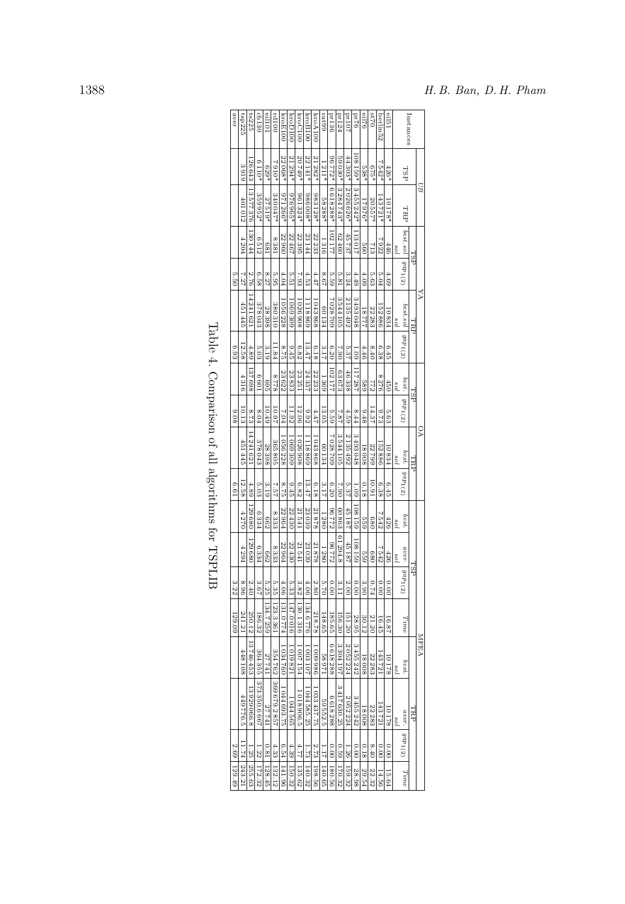| Instances | *UB* | | YA | | | | OA | | | | MFEA | | | | | | | |
|---|---|---|---|---|---|---|---|---|---|---|---|---|---|---|---|---|---|---|
| | TSP | TRP | TSP | | TRP | | TSP | | TRP | | TSP | | | | TRP | | | |
| | | | *best.sol* | $gap_1$(%) | *best.sol* | $gap_1$(%) | *best. sol* | $gap_1$(%) | *best. sol* | $gap_1$(%) | *best. sol* | *aver. sol* | $gap_1$(%) | *Time* | *best. sol* | *aver. sol* | $gap_1$(%) | *Time* |
| eil51 | 426* | 10 178* | 446 | 4.69 | 10 834 | 6.45 | 450 | 5.63 | 10 834 | 6.45 | 426 | 426 | 0.00 | 16.87 | 10 178 | 10 178 | 0.00 | 15.64 |
| berlin52 | 7 542* | 143 721* | 7 922 | 5.04 | 152 886 | 6.38 | 8 276 | 9.73 | 152 886 | 6.38 | 7 542 | 7 542 | 0.00 | 16.45 | 143 721 | 143 721 | 0.00 | 14.56 |
| st70 | 675* | 20 557* | 713 | 5.63 | 22 283 | 8.40 | 772 | 14.37 | 22 799 | 10.91 | 680 | 680 | 0.74 | 21.20 | 22 283 | 22 283 | 8.40 | 22.32 |
| eil76 | 538* | 17 976* | 560 | 4.09 | 18 777 | 4.46 | 589 | 9.48 | 18 008 | 0.18 | 559 | 559 | 3.90 | 30.12 | 18 008 | 18 008 | 0.18 | 29.54 |
| pr76 | 108 159* | 3 455 242* | 113 017 | 4.49 | 3 493 048 | 1.09 | 117 287 | 8.44 | 3 493 048 | 1.09 | 108 159 | 108 159 | 0.00 | 28.95 | 3 455 242 | 3 455 242 | 0.00 | 28.98 |
| pr107 | 44 303* | 2 026 626* | 45 737 | 3.24 | 2 135 492 | 5.37 | 46 338 | 4.59 | 2 135 492 | 5.37 | 45 187 | 45 187 | 2.00 | 151.20 | 2 052 224 | 2 052 224 | 1.26 | 159.32 |
| pr124 | 59 030* | 3 284 743* | 62 460 | 5.81 | 3 544 105 | 7.90 | 63 673 | 7.87 | 3 544 105 | 7.90 | 60 863 | 61 294.8 | 3.11 | 156.30 | 3 304 197 | 3 417 630.25 | 0.59 | 170.32 |
| pr136 | 96 772* | 6 618 288* | 102 177 | 5.59 | 7 028 709 | 6.20 | 102 177 | 5.59 | 7 028 709 | 6.20 | 96 772 | 96 772 | 0.00 | 185.65 | 6 618 288 | 6 618 288 | 0.00 | 180.56 |
| rat99 | 1 211* | 58 288* | 1 316 | 8.67 | 60 134 | 3.17 | 1 369 | 13.05 | 60 134 | 3.17 | 1 280 | 1 280 | 5.70 | 148.65 | 58 971 | 59 552.5 | 1.17 | 140.65 |
| kroA100 | 21 282* | 983 128* | 22 233 | 4.47 | 1 043 868 | 6.18 | 22 233 | 4.47 | 1 043 868 | 6.18 | 21 878 | 21 878 | 2.80 | 218.78 | 1 009 986 | 1 033 437.75 | 2.73 | 198.56 |
| kroB100 | 22 141* | 986 008* | 23 144 | 4.53 | 1 118 869 | 13.47 | 24 337 | 9.92 | 1 118 869 | 13.47 | 23 039 | 23 039 | 4.06 | 134.6776 | 1 003 107 | 1 044 585.25 | 1.73 | 140.32 |
| kroC100 | 20 749* | 961 324* | 22 395 | 7.93 | 1 026 908 | 6.82 | 23 251 | 12.06 | 1 026 908 | 6.82 | 21 541 | 21 541 | 3.82 | 130.1316 | 1 007 154 | 1 018 906.5 | 4.77 | 135.62 |
| kroD100 | 21 294* | 976 965* | 22 467 | 5.51 | 1 069 309 | 9.45 | 23 833 | 11.92 | 1 069 309 | 9.45 | 22 430 | 22 430 | 5.33 | 147.0016 | 1 019 821 | 1 044 565 | 4.39 | 150.32 |
| kroE100 | 22 068* | 971 266* | 22 960 | 4.04 | 1 056 228 | 8.75 | 23 622 | 7.04 | 1 056 228 | 8.75 | 22 964 | 22 964 | 4.06 | 131.0774 | 1 034 760 | 1 044 693.75 | 6.54 | 141.96 |
| rd100 | 7 910* | 340 047* | 8 381 | 5.95 | 380 310 | 11.84 | 8 778 | 10.97 | 365 805 | 7.57 | 8 333 | 8 333 | 5.35 | 123.3361 | 354 762 | 369 679.2857 | 4.33 | 132.12 |
| eil101 | 629* | 27 519* | 681 | 8.27 | 28 398 | 3.19 | 695 | 10.49 | 28 398 | 3.19 | 662 | 662 | 5.25 | 134.7259 | 27 741 | 27 741 | 0.81 | 128.45 |
| ch130 | 6 110* | 359 952* | 6 512 | 6.58 | 378 043 | 5.03 | 6 601 | 8.04 | 378 043 | 5.03 | 6 334 | 6 334 | 3.67 | 186.32 | 364 355 | 373 350.6667 | 1.22 | 172.32 |
| ts225 | 126 643 | 13 577 376 | 130 144 | 2.76 | 14 241 621 | 4.89 | 137 698 | 8.73 | 14 241 621 | 4.89 | 129 680 | 129 680 | 2.40 | 250.12 | 13 746 453 | 13929066.8 | 1.25 | 255.63 |
| tsp225 | 3 919 | 401 012 | 4 204 | 7.27 | 451 445 | 12.58 | 4 316 | 10.13 | 451 445 | 12.58 | 4 270 | 4 294 | 8.96 | 241.21 | 448 108 | 449776.5 | 11.74 | 243.21 |
| aver | | | | 5.50 | | 6.93 | | 9.08 | | 6.61 | | | 3.22 | 129.09 | | | 2.69 | 129.49 |

Table 4. Comparison of all algorithms for TSPLIB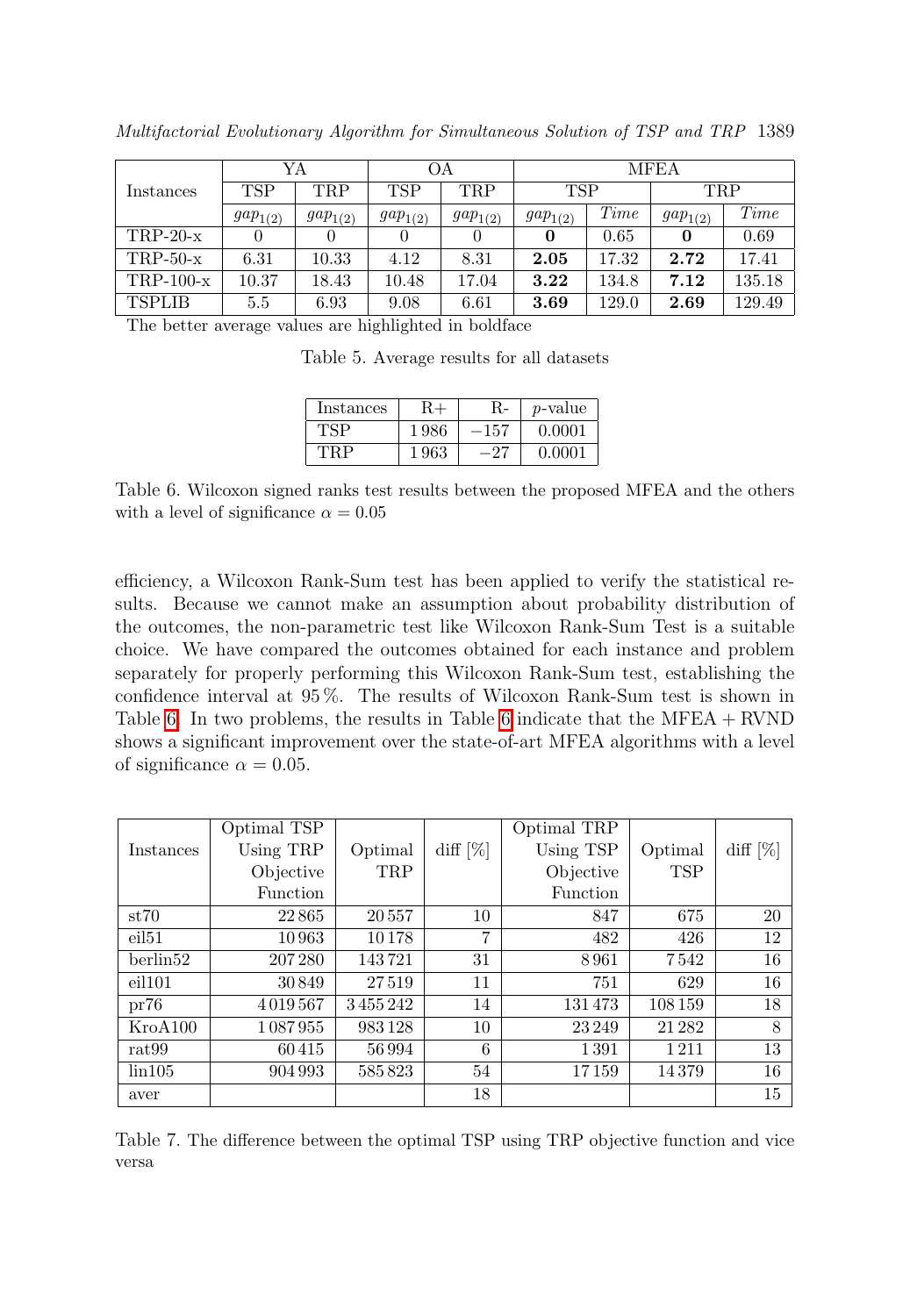| Instances | YA | | OA | | MFEA | | | |
|---|---|---|---|---|---|---|---|---|
| | TSP | TRP | TSP | TRP | TSP | | TRP | |
| | $gap_{1(2)}$ | $gap_{1(2)}$ | $gap_{1(2)}$ | $gap_{1(2)}$ | $gap_{1(2)}$ | *Time* | $gap_{1(2)}$ | *Time* |
| TRP-20-x | 0 | 0 | 0 | 0 | **0** | 0.65 | **0** | 0.69 |
| TRP-50-x | 6.31 | 10.33 | 4.12 | 8.31 | **2.05** | 17.32 | **2.72** | 17.41 |
| TRP-100-x | 10.37 | 18.43 | 10.48 | 17.04 | **3.22** | 134.8 | **7.12** | 135.18 |
| TSPLIB | 5.5 | 6.93 | 9.08 | 6.61 | **3.69** | 129.0 | **2.69** | 129.49 |

The better average values are highlighted in boldface

Table 5. Average results for all datasets

| Instances | R+ | R- | $p$-value |
|---|---|---|---|
| TSP | 1 986 | $-157$ | 0.0001 |
| TRP | 1 963 | $-27$ | 0.0001 |

Table 6. Wilcoxon signed ranks test results between the proposed MFEA and the others with a level of significance $\alpha = 0.05$

efficiency, a Wilcoxon Rank-Sum test has been applied to verify the statistical results. Because we cannot make an assumption about probability distribution of the outcomes, the non-parametric test like Wilcoxon Rank-Sum Test is a suitable choice. We have compared the outcomes obtained for each instance and problem separately for properly performing this Wilcoxon Rank-Sum test, establishing the confidence interval at 95 %. The results of Wilcoxon Rank-Sum test is shown in Table 6. In two problems, the results in Table 6 indicate that the MFEA + RVND shows a significant improvement over the state-of-art MFEA algorithms with a level of significance $\alpha = 0.05$.

| Instances | Optimal TSP Using TRP Objective Function | Optimal TRP | diff [%] | Optimal TRP Using TSP Objective Function | Optimal TSP | diff [%] |
|---|---|---|---|---|---|---|
| st70 | 22 865 | 20 557 | 10 | 847 | 675 | 20 |
| eil51 | 10 963 | 10 178 | 7 | 482 | 426 | 12 |
| berlin52 | 207 280 | 143 721 | 31 | 8 961 | 7 542 | 16 |
| eil101 | 30 849 | 27 519 | 11 | 751 | 629 | 16 |
| pr76 | 4 019 567 | 3 455 242 | 14 | 131 473 | 108 159 | 18 |
| KroA100 | 1 087 955 | 983 128 | 10 | 23 249 | 21 282 | 8 |
| rat99 | 60 415 | 56 994 | 6 | 1 391 | 1 211 | 13 |
| lin105 | 904 993 | 585 823 | 54 | 17 159 | 14 379 | 16 |
| aver | | | 18 | | | 15 |

Table 7. The difference between the optimal TSP using TRP objective function and vice versa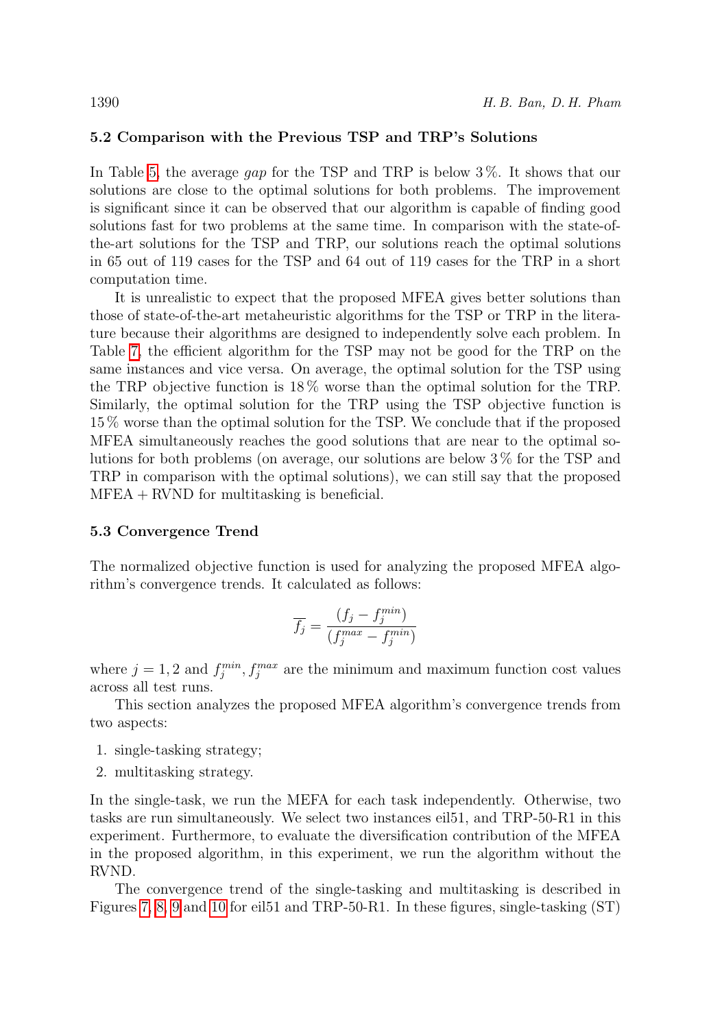### 5.2 Comparison with the Previous TSP and TRP's Solutions

In Table 5, the average *gap* for the TSP and TRP is below 3 %. It shows that our solutions are close to the optimal solutions for both problems. The improvement is significant since it can be observed that our algorithm is capable of finding good solutions fast for two problems at the same time. In comparison with the state-of-the-art solutions for the TSP and TRP, our solutions reach the optimal solutions in 65 out of 119 cases for the TSP and 64 out of 119 cases for the TRP in a short computation time.

It is unrealistic to expect that the proposed MFEA gives better solutions than those of state-of-the-art metaheuristic algorithms for the TSP or TRP in the literature because their algorithms are designed to independently solve each problem. In Table 7, the efficient algorithm for the TSP may not be good for the TRP on the same instances and vice versa. On average, the optimal solution for the TSP using the TRP objective function is 18 % worse than the optimal solution for the TRP. Similarly, the optimal solution for the TRP using the TSP objective function is 15 % worse than the optimal solution for the TSP. We conclude that if the proposed MFEA simultaneously reaches the good solutions that are near to the optimal solutions for both problems (on average, our solutions are below 3 % for the TSP and TRP in comparison with the optimal solutions), we can still say that the proposed MFEA + RVND for multitasking is beneficial.

### 5.3 Convergence Trend

The normalized objective function is used for analyzing the proposed MFEA algorithm's convergence trends. It calculated as follows:

$$\overline{f_j} = \frac{(f_j - f_j^{min})}{(f_j^{max} - f_j^{min})}$$

where $j = 1, 2$ and $f_j^{min}, f_j^{max}$ are the minimum and maximum function cost values across all test runs.

This section analyzes the proposed MFEA algorithm's convergence trends from two aspects:

1. single-tasking strategy;
2. multitasking strategy.

In the single-task, we run the MEFA for each task independently. Otherwise, two tasks are run simultaneously. We select two instances eil51, and TRP-50-R1 in this experiment. Furthermore, to evaluate the diversification contribution of the MFEA in the proposed algorithm, in this experiment, we run the algorithm without the RVND.

The convergence trend of the single-tasking and multitasking is described in Figures 7, 8, 9 and 10 for eil51 and TRP-50-R1. In these figures, single-tasking (ST)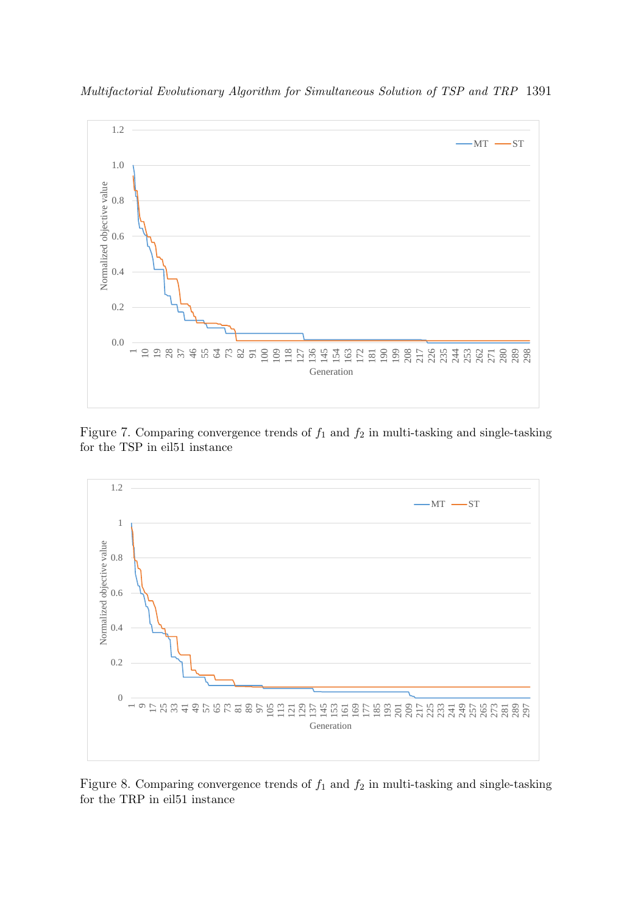Figure 7. Comparing convergence trends of $f_1$ and $f_2$ in multi-tasking and single-tasking for the TSP in eil51 instance

Figure 8. Comparing convergence trends of $f_1$ and $f_2$ in multi-tasking and single-tasking for the TRP in eil51 instance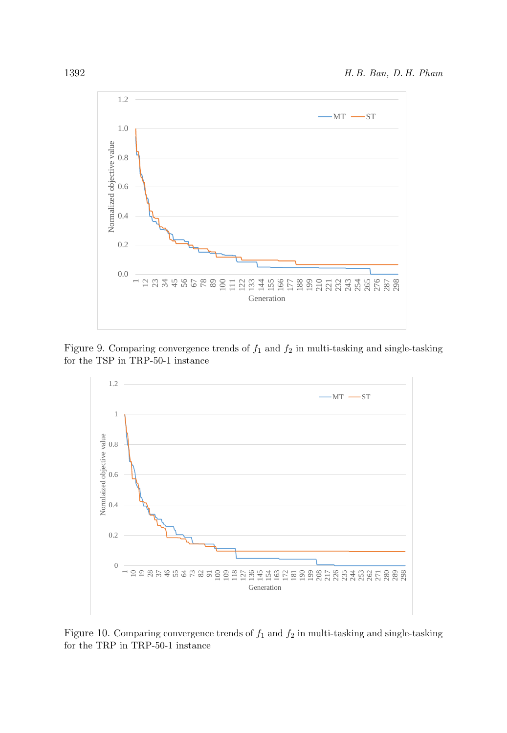Figure 9. Comparing convergence trends of $f_1$ and $f_2$ in multi-tasking and single-tasking for the TSP in TRP-50-1 instance

Figure 10. Comparing convergence trends of $f_1$ and $f_2$ in multi-tasking and single-tasking for the TRP in TRP-50-1 instance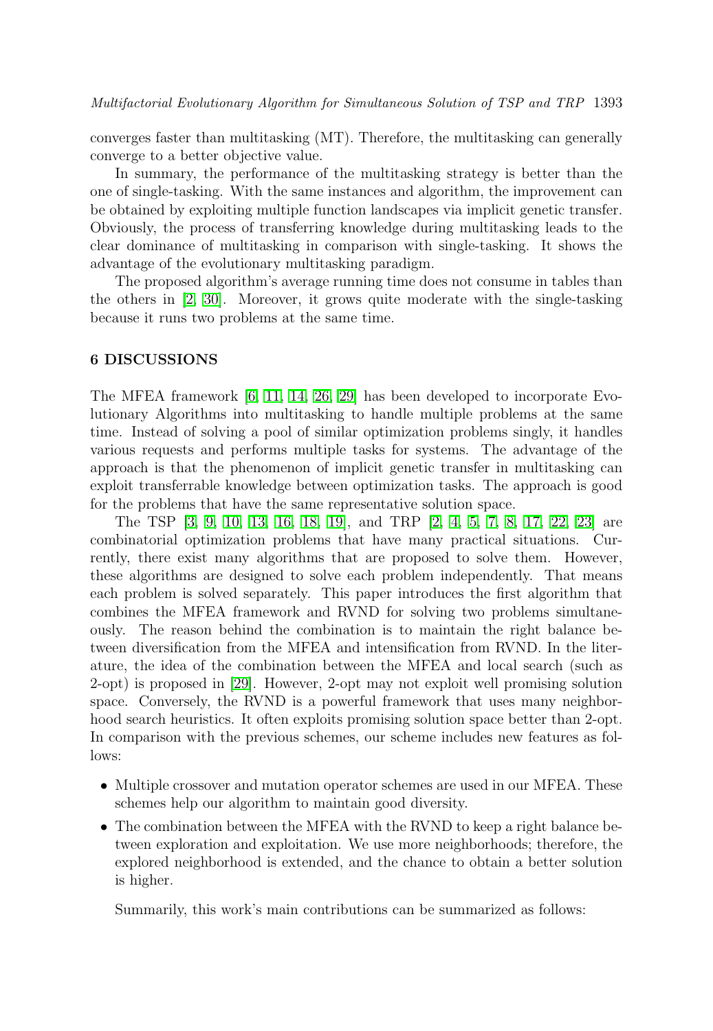converges faster than multitasking (MT). Therefore, the multitasking can generally converge to a better objective value.

In summary, the performance of the multitasking strategy is better than the one of single-tasking. With the same instances and algorithm, the improvement can be obtained by exploiting multiple function landscapes via implicit genetic transfer. Obviously, the process of transferring knowledge during multitasking leads to the clear dominance of multitasking in comparison with single-tasking. It shows the advantage of the evolutionary multitasking paradigm.

The proposed algorithm's average running time does not consume in tables than the others in [2, 30]. Moreover, it grows quite moderate with the single-tasking because it runs two problems at the same time.

## 6 DISCUSSIONS

The MFEA framework [6, 11, 14, 26, 29] has been developed to incorporate Evolutionary Algorithms into multitasking to handle multiple problems at the same time. Instead of solving a pool of similar optimization problems singly, it handles various requests and performs multiple tasks for systems. The advantage of the approach is that the phenomenon of implicit genetic transfer in multitasking can exploit transferrable knowledge between optimization tasks. The approach is good for the problems that have the same representative solution space.

The TSP [3, 9, 10, 13, 16, 18, 19], and TRP [2, 4, 5, 7, 8, 17, 22, 23] are combinatorial optimization problems that have many practical situations. Currently, there exist many algorithms that are proposed to solve them. However, these algorithms are designed to solve each problem independently. That means each problem is solved separately. This paper introduces the first algorithm that combines the MFEA framework and RVND for solving two problems simultaneously. The reason behind the combination is to maintain the right balance between diversification from the MFEA and intensification from RVND. In the literature, the idea of the combination between the MFEA and local search (such as 2-opt) is proposed in [29]. However, 2-opt may not exploit well promising solution space. Conversely, the RVND is a powerful framework that uses many neighborhood search heuristics. It often exploits promising solution space better than 2-opt. In comparison with the previous schemes, our scheme includes new features as follows:

- Multiple crossover and mutation operator schemes are used in our MFEA. These schemes help our algorithm to maintain good diversity.
- The combination between the MFEA with the RVND to keep a right balance between exploration and exploitation. We use more neighborhoods; therefore, the explored neighborhood is extended, and the chance to obtain a better solution is higher.

Summarily, this work's main contributions can be summarized as follows: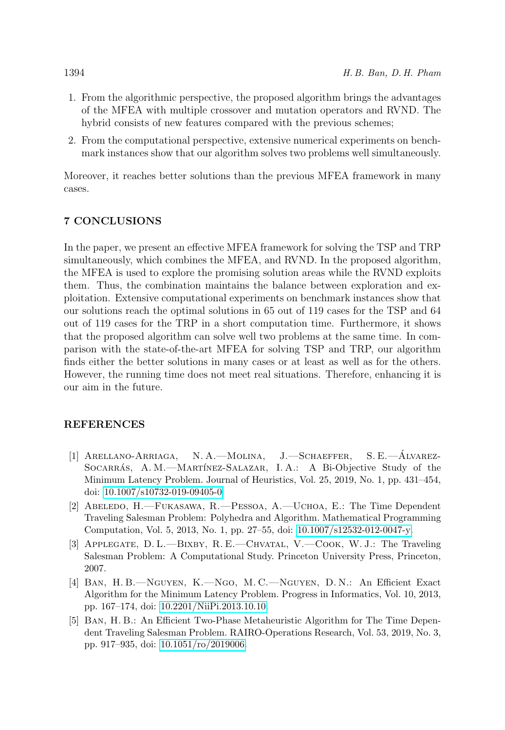1. From the algorithmic perspective, the proposed algorithm brings the advantages of the MFEA with multiple crossover and mutation operators and RVND. The hybrid consists of new features compared with the previous schemes;
2. From the computational perspective, extensive numerical experiments on benchmark instances show that our algorithm solves two problems well simultaneously.

Moreover, it reaches better solutions than the previous MFEA framework in many cases.

## 7 CONCLUSIONS

In the paper, we present an effective MFEA framework for solving the TSP and TRP simultaneously, which combines the MFEA, and RVND. In the proposed algorithm, the MFEA is used to explore the promising solution areas while the RVND exploits them. Thus, the combination maintains the balance between exploration and exploitation. Extensive computational experiments on benchmark instances show that our solutions reach the optimal solutions in 65 out of 119 cases for the TSP and 64 out of 119 cases for the TRP in a short computation time. Furthermore, it shows that the proposed algorithm can solve well two problems at the same time. In comparison with the state-of-the-art MFEA for solving TSP and TRP, our algorithm finds either the better solutions in many cases or at least as well as for the others. However, the running time does not meet real situations. Therefore, enhancing it is our aim in the future.

## REFERENCES

[1] Arellano-Arriaga, N. A.—Molina, J.—Schaeffer, S. E.—Álvarez-Socarrás, A. M.—Martínez-Salazar, I. A.: A Bi-Objective Study of the Minimum Latency Problem. Journal of Heuristics, Vol. 25, 2019, No. 1, pp. 431–454, doi: 10.1007/s10732-019-09405-0.

[2] Abeledo, H.—Fukasawa, R.—Pessoa, A.—Uchoa, E.: The Time Dependent Traveling Salesman Problem: Polyhedra and Algorithm. Mathematical Programming Computation, Vol. 5, 2013, No. 1, pp. 27–55, doi: 10.1007/s12532-012-0047-y.

[3] Applegate, D. L.—Bixby, R. E.—Chvatal, V.—Cook, W. J.: The Traveling Salesman Problem: A Computational Study. Princeton University Press, Princeton, 2007.

[4] Ban, H. B.—Nguyen, K.—Ngo, M. C.—Nguyen, D. N.: An Efficient Exact Algorithm for the Minimum Latency Problem. Progress in Informatics, Vol. 10, 2013, pp. 167–174, doi: 10.2201/NiiPi.2013.10.10.

[5] Ban, H. B.: An Efficient Two-Phase Metaheuristic Algorithm for The Time Dependent Traveling Salesman Problem. RAIRO-Operations Research, Vol. 53, 2019, No. 3, pp. 917–935, doi: 10.1051/ro/2019006.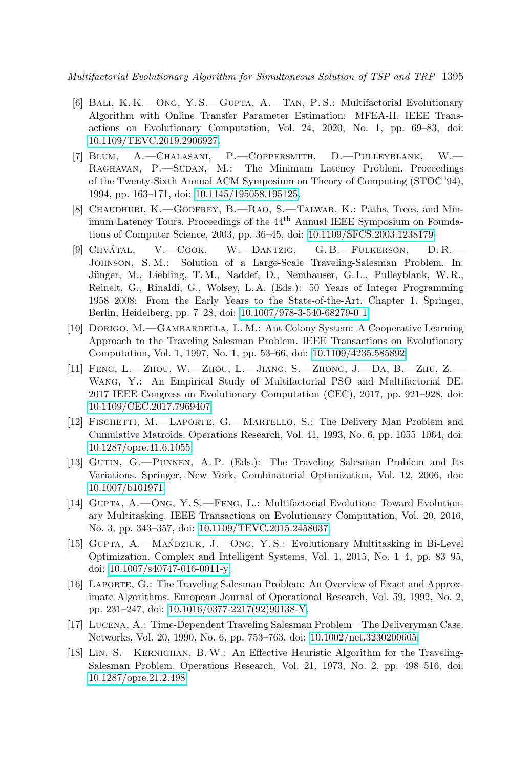[6] Bali, K. K.—Ong, Y. S.—Gupta, A.—Tan, P. S.: Multifactorial Evolutionary Algorithm with Online Transfer Parameter Estimation: MFEA-II. IEEE Transactions on Evolutionary Computation, Vol. 24, 2020, No. 1, pp. 69–83, doi: 10.1109/TEVC.2019.2906927.

[7] Blum, A.—Chalasani, P.—Coppersmith, D.—Pulleyblank, W.—Raghavan, P.—Sudan, M.: The Minimum Latency Problem. Proceedings of the Twenty-Sixth Annual ACM Symposium on Theory of Computing (STOC '94), 1994, pp. 163–171, doi: 10.1145/195058.195125.

[8] Chaudhuri, K.—Godfrey, B.—Rao, S.—Talwar, K.: Paths, Trees, and Minimum Latency Tours. Proceedings of the 44th Annual IEEE Symposium on Foundations of Computer Science, 2003, pp. 36–45, doi: 10.1109/SFCS.2003.1238179.

[9] Chvátal, V.—Cook, W.—Dantzig, G. B.—Fulkerson, D. R.—Johnson, S. M.: Solution of a Large-Scale Traveling-Salesman Problem. In: Jünger, M., Liebling, T. M., Naddef, D., Nemhauser, G. L., Pulleyblank, W. R., Reinelt, G., Rinaldi, G., Wolsey, L. A. (Eds.): 50 Years of Integer Programming 1958–2008: From the Early Years to the State-of-the-Art. Chapter 1. Springer, Berlin, Heidelberg, pp. 7–28, doi: 10.1007/978-3-540-68279-0_1.

[10] Dorigo, M.—Gambardella, L. M.: Ant Colony System: A Cooperative Learning Approach to the Traveling Salesman Problem. IEEE Transactions on Evolutionary Computation, Vol. 1, 1997, No. 1, pp. 53–66, doi: 10.1109/4235.585892.

[11] Feng, L.—Zhou, W.—Zhou, L.—Jiang, S.—Zhong, J.—Da, B.—Zhu, Z.—Wang, Y.: An Empirical Study of Multifactorial PSO and Multifactorial DE. 2017 IEEE Congress on Evolutionary Computation (CEC), 2017, pp. 921–928, doi: 10.1109/CEC.2017.7969407.

[12] Fischetti, M.—Laporte, G.—Martello, S.: The Delivery Man Problem and Cumulative Matroids. Operations Research, Vol. 41, 1993, No. 6, pp. 1055–1064, doi: 10.1287/opre.41.6.1055.

[13] Gutin, G.—Punnen, A. P. (Eds.): The Traveling Salesman Problem and Its Variations. Springer, New York, Combinatorial Optimization, Vol. 12, 2006, doi: 10.1007/b101971.

[14] Gupta, A.—Ong, Y. S.—Feng, L.: Multifactorial Evolution: Toward Evolutionary Multitasking. IEEE Transactions on Evolutionary Computation, Vol. 20, 2016, No. 3, pp. 343–357, doi: 10.1109/TEVC.2015.2458037.

[15] Gupta, A.—Mańdziuk, J.—Ong, Y. S.: Evolutionary Multitasking in Bi-Level Optimization. Complex and Intelligent Systems, Vol. 1, 2015, No. 1–4, pp. 83–95, doi: 10.1007/s40747-016-0011-y.

[16] Laporte, G.: The Traveling Salesman Problem: An Overview of Exact and Approximate Algorithms. European Journal of Operational Research, Vol. 59, 1992, No. 2, pp. 231–247, doi: 10.1016/0377-2217(92)90138-Y.

[17] Lucena, A.: Time-Dependent Traveling Salesman Problem – The Deliveryman Case. Networks, Vol. 20, 1990, No. 6, pp. 753–763, doi: 10.1002/net.3230200605.

[18] Lin, S.—Kernighan, B. W.: An Effective Heuristic Algorithm for the Traveling-Salesman Problem. Operations Research, Vol. 21, 1973, No. 2, pp. 498–516, doi: 10.1287/opre.21.2.498.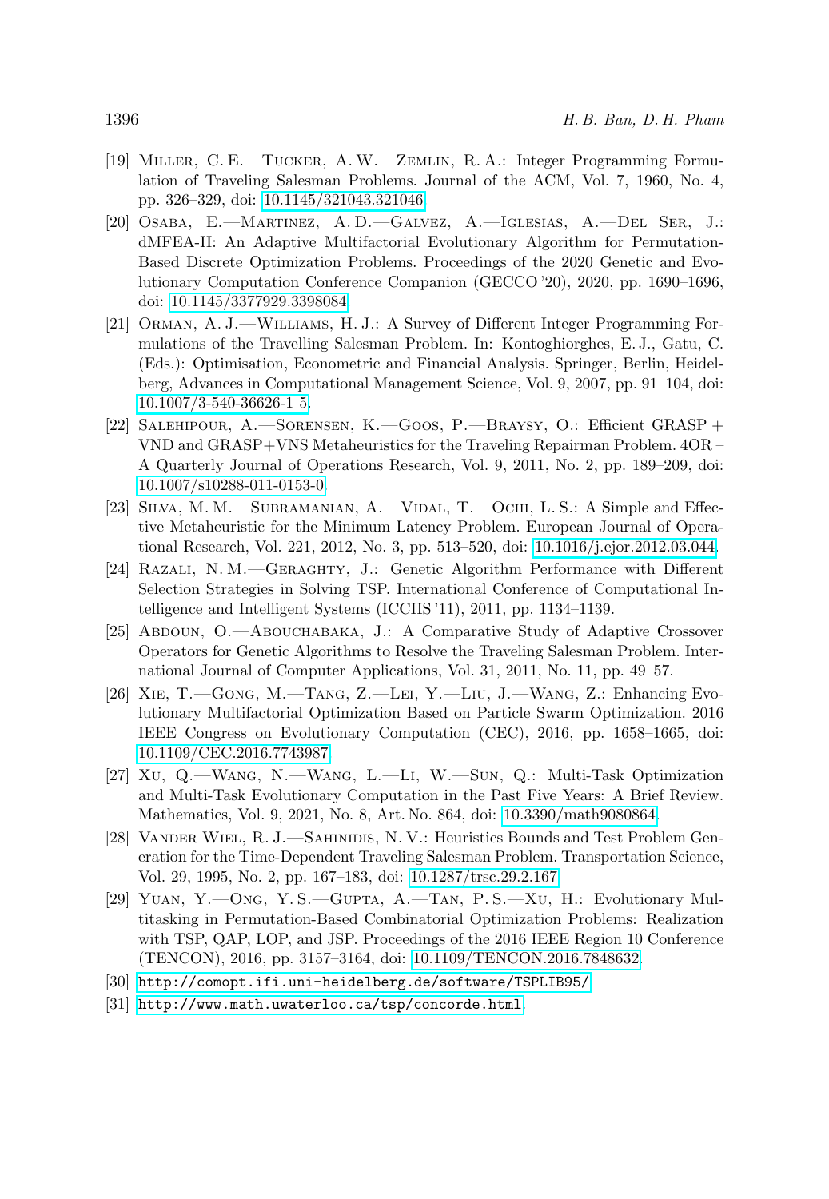[19] Miller, C. E.—Tucker, A. W.—Zemlin, R. A.: Integer Programming Formulation of Traveling Salesman Problems. Journal of the ACM, Vol. 7, 1960, No. 4, pp. 326–329, doi: 10.1145/321043.321046.

[20] Osaba, E.—Martinez, A. D.—Galvez, A.—Iglesias, A.—Del Ser, J.: dMFEA-II: An Adaptive Multifactorial Evolutionary Algorithm for Permutation-Based Discrete Optimization Problems. Proceedings of the 2020 Genetic and Evolutionary Computation Conference Companion (GECCO '20), 2020, pp. 1690–1696, doi: 10.1145/3377929.3398084.

[21] Orman, A. J.—Williams, H. J.: A Survey of Different Integer Programming Formulations of the Travelling Salesman Problem. In: Kontoghiorghes, E. J., Gatu, C. (Eds.): Optimisation, Econometric and Financial Analysis. Springer, Berlin, Heidelberg, Advances in Computational Management Science, Vol. 9, 2007, pp. 91–104, doi: 10.1007/3-540-36626-1_5.

[22] Salehipour, A.—Sorensen, K.—Goos, P.—Braysy, O.: Efficient GRASP + VND and GRASP+VNS Metaheuristics for the Traveling Repairman Problem. 4OR – A Quarterly Journal of Operations Research, Vol. 9, 2011, No. 2, pp. 189–209, doi: 10.1007/s10288-011-0153-0.

[23] Silva, M. M.—Subramanian, A.—Vidal, T.—Ochi, L. S.: A Simple and Effective Metaheuristic for the Minimum Latency Problem. European Journal of Operational Research, Vol. 221, 2012, No. 3, pp. 513–520, doi: 10.1016/j.ejor.2012.03.044.

[24] Razali, N. M.—Geraghty, J.: Genetic Algorithm Performance with Different Selection Strategies in Solving TSP. International Conference of Computational Intelligence and Intelligent Systems (ICCIIS '11), 2011, pp. 1134–1139.

[25] Abdoun, O.—Abouchabaka, J.: A Comparative Study of Adaptive Crossover Operators for Genetic Algorithms to Resolve the Traveling Salesman Problem. International Journal of Computer Applications, Vol. 31, 2011, No. 11, pp. 49–57.

[26] Xie, T.—Gong, M.—Tang, Z.—Lei, Y.—Liu, J.—Wang, Z.: Enhancing Evolutionary Multifactorial Optimization Based on Particle Swarm Optimization. 2016 IEEE Congress on Evolutionary Computation (CEC), 2016, pp. 1658–1665, doi: 10.1109/CEC.2016.7743987.

[27] Xu, Q.—Wang, N.—Wang, L.—Li, W.—Sun, Q.: Multi-Task Optimization and Multi-Task Evolutionary Computation in the Past Five Years: A Brief Review. Mathematics, Vol. 9, 2021, No. 8, Art. No. 864, doi: 10.3390/math9080864.

[28] Vander Wiel, R. J.—Sahinidis, N. V.: Heuristics Bounds and Test Problem Generation for the Time-Dependent Traveling Salesman Problem. Transportation Science, Vol. 29, 1995, No. 2, pp. 167–183, doi: 10.1287/trsc.29.2.167.

[29] Yuan, Y.—Ong, Y. S.—Gupta, A.—Tan, P. S.—Xu, H.: Evolutionary Multitasking in Permutation-Based Combinatorial Optimization Problems: Realization with TSP, QAP, LOP, and JSP. Proceedings of the 2016 IEEE Region 10 Conference (TENCON), 2016, pp. 3157–3164, doi: 10.1109/TENCON.2016.7848632.

[30] `http://comopt.ifi.uni-heidelberg.de/software/TSPLIB95/`.

[31] `http://www.math.uwaterloo.ca/tsp/concorde.html`.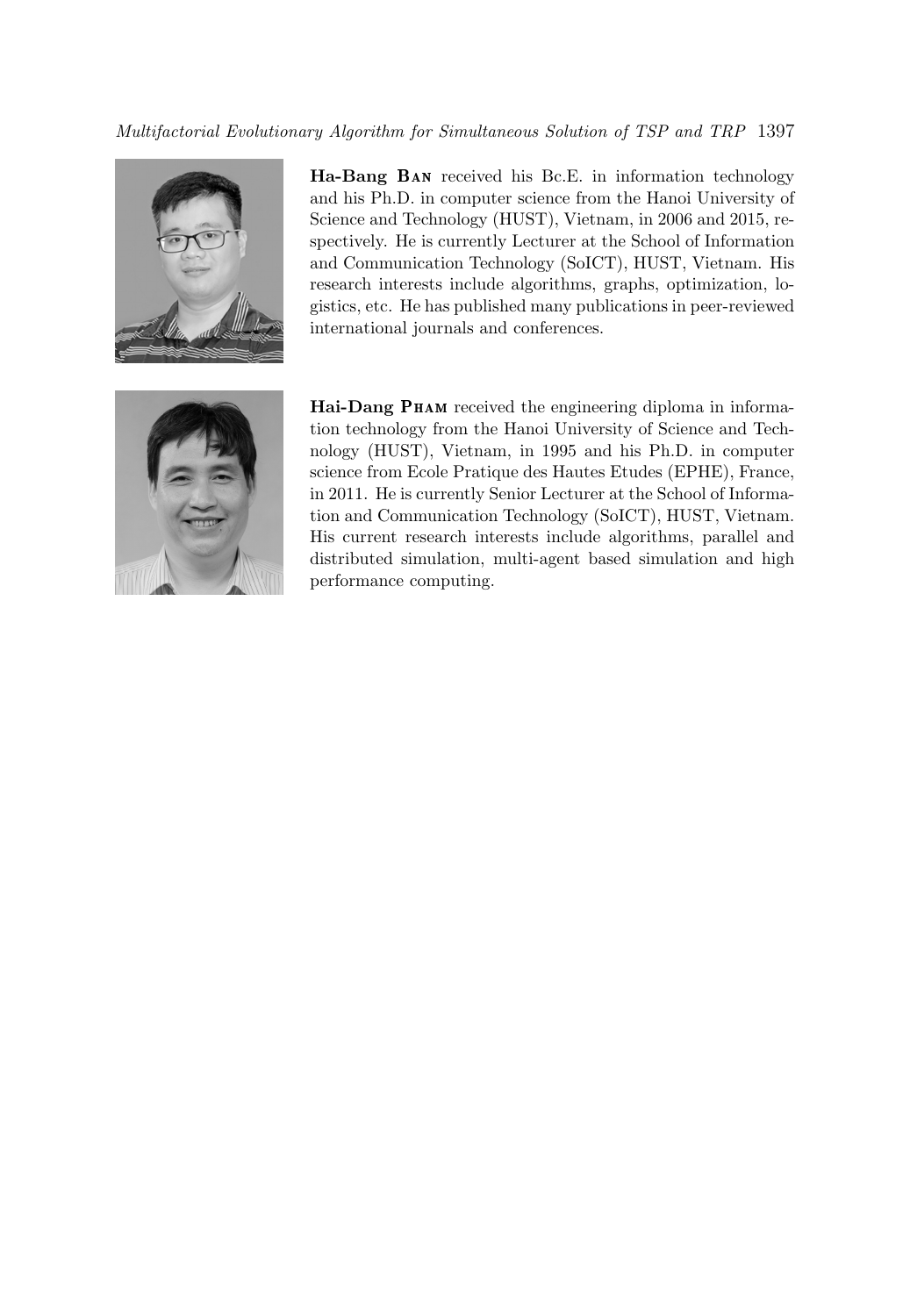**Ha-Bang Ban** received his Bc.E. in information technology and his Ph.D. in computer science from the Hanoi University of Science and Technology (HUST), Vietnam, in 2006 and 2015, respectively. He is currently Lecturer at the School of Information and Communication Technology (SoICT), HUST, Vietnam. His research interests include algorithms, graphs, optimization, logistics, etc. He has published many publications in peer-reviewed international journals and conferences.

**Hai-Dang Pham** received the engineering diploma in information technology from the Hanoi University of Science and Technology (HUST), Vietnam, in 1995 and his Ph.D. in computer science from Ecole Pratique des Hautes Etudes (EPHE), France, in 2011. He is currently Senior Lecturer at the School of Information and Communication Technology (SoICT), HUST, Vietnam. His current research interests include algorithms, parallel and distributed simulation, multi-agent based simulation and high performance computing.